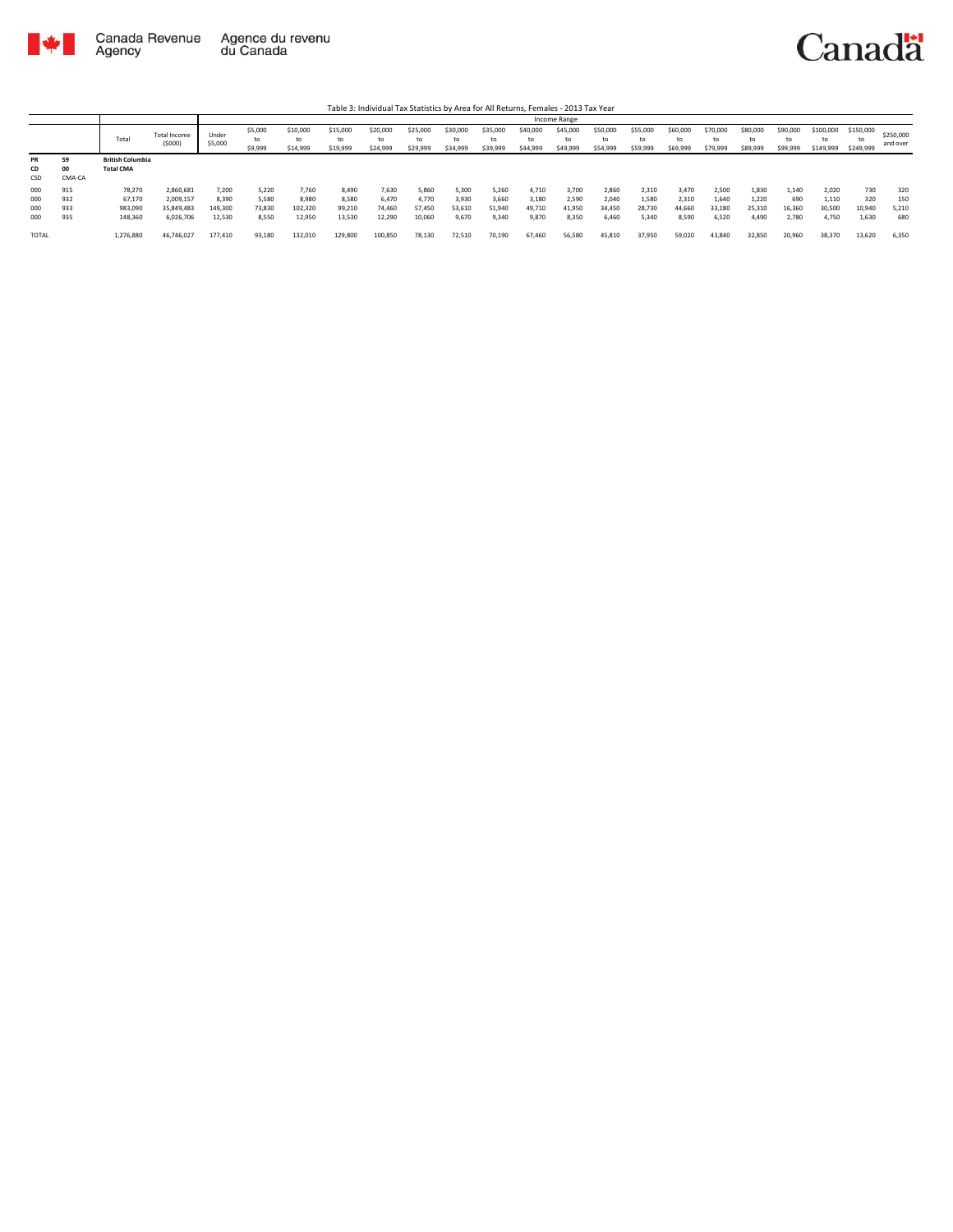Table 3: Individual Tax Statistics by Area for All Returns, Females - 2013 Tax Year

| | | Total | Total Income ($000) | Income Range | | | | | | | | | | | | | | | | | | | | |
|---|---|---|---|---|---|---|---|---|---|---|---|---|---|---|---|---|---|---|---|---|---|---|---|---|
| | | | | Under $5,000 | $5,000 to $9,999 | $10,000 to $14,999 | $15,000 to $19,999 | $20,000 to $24,999 | $25,000 to $29,999 | $30,000 to $34,999 | $35,000 to $39,999 | $40,000 to $44,999 | $45,000 to $49,999 | $50,000 to $54,999 | $55,000 to $59,999 | $60,000 to $69,999 | $70,000 to $79,999 | $80,000 to $89,999 | $90,000 to $99,999 | $100,000 to $149,999 | $150,000 to $249,999 | $250,000 and over |
| PR | 59 | British Columbia | | | | | | | | | | | | | | | | | | | | |
| CD | 00 | Total CMA | | | | | | | | | | | | | | | | | | | | |
| CSD | CMA-CA | | | | | | | | | | | | | | | | | | | | | |
| 000 | 915 | 78,270 | 2,860,681 | 7,200 | 5,220 | 7,760 | 8,490 | 7,630 | 5,860 | 5,300 | 5,260 | 4,710 | 3,700 | 2,860 | 2,310 | 3,470 | 2,500 | 1,830 | 1,140 | 2,020 | 730 | 320 |
| 000 | 932 | 67,170 | 2,009,157 | 8,390 | 5,580 | 8,980 | 8,580 | 6,470 | 4,770 | 3,930 | 3,660 | 3,180 | 2,590 | 2,040 | 1,580 | 2,310 | 1,640 | 1,220 | 690 | 1,110 | 320 | 150 |
| 000 | 933 | 983,090 | 35,849,483 | 149,300 | 73,830 | 102,320 | 99,210 | 74,460 | 57,450 | 53,610 | 51,940 | 49,710 | 41,950 | 34,450 | 28,730 | 44,660 | 33,180 | 25,310 | 16,360 | 30,500 | 10,940 | 5,210 |
| 000 | 935 | 148,360 | 6,026,706 | 12,530 | 8,550 | 12,950 | 13,530 | 12,290 | 10,060 | 9,670 | 9,340 | 9,870 | 8,350 | 6,460 | 5,340 | 8,590 | 6,520 | 4,490 | 2,780 | 4,750 | 1,630 | 680 |
| TOTAL | | 1,276,880 | 46,746,027 | 177,410 | 93,180 | 132,010 | 129,800 | 100,850 | 78,130 | 72,510 | 70,190 | 67,460 | 56,580 | 45,810 | 37,950 | 59,020 | 43,840 | 32,850 | 20,960 | 38,370 | 13,620 | 6,350 |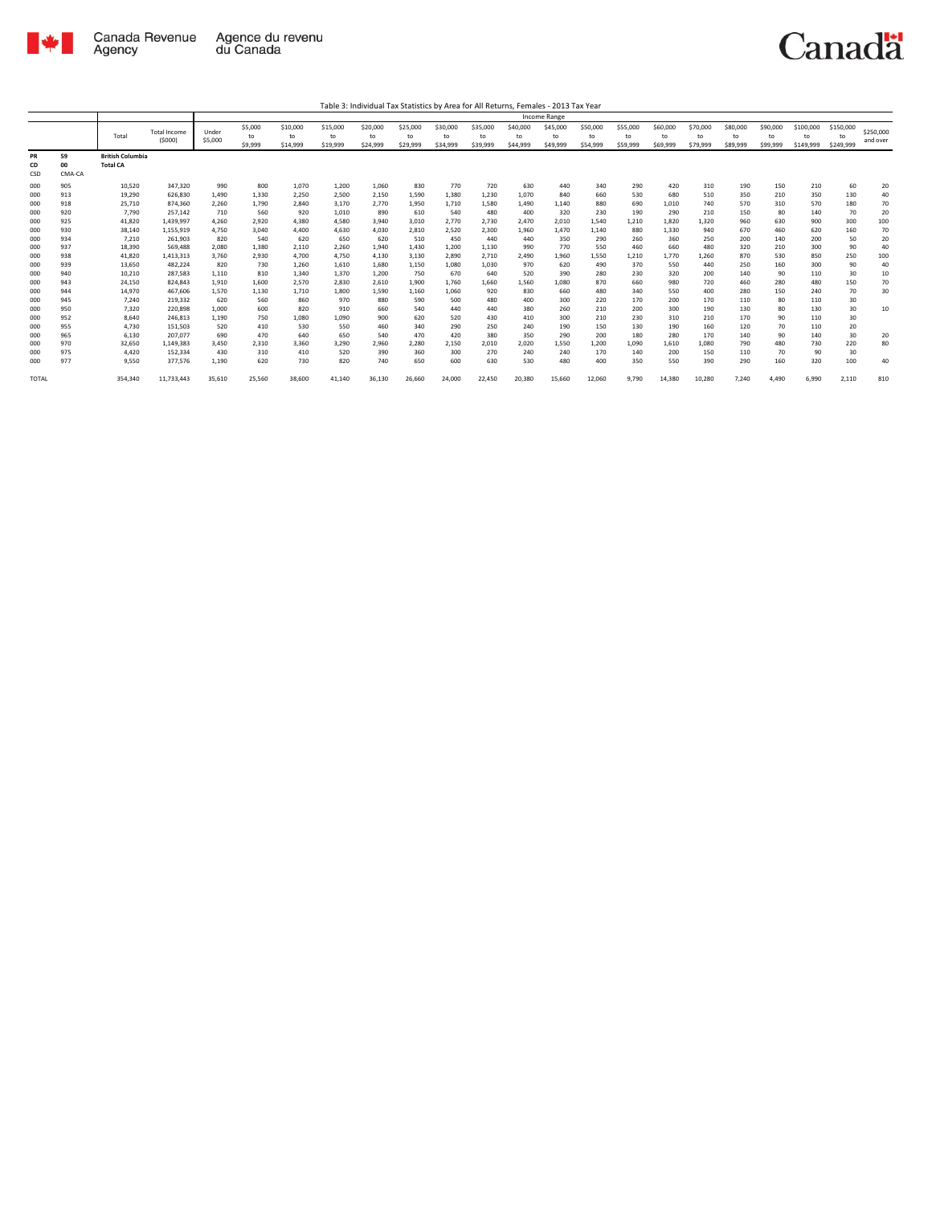Table 3: Individual Tax Statistics by Area for All Returns, Females - 2013 Tax Year

| | | Total | Total Income ($000) | Income Range | | | | | | | | | | | | | | | | | | | | |
|---|---|---|---|---|---|---|---|---|---|---|---|---|---|---|---|---|---|---|---|---|---|---|---|---|
| | | | | Under $5,000 | $5,000 to $9,999 | $10,000 to $14,999 | $15,000 to $19,999 | $20,000 to $24,999 | $25,000 to $29,999 | $30,000 to $34,999 | $35,000 to $39,999 | $40,000 to $44,999 | $45,000 to $49,999 | $50,000 to $54,999 | $55,000 to $59,999 | $60,000 to $69,999 | $70,000 to $79,999 | $80,000 to $89,999 | $90,000 to $99,999 | $100,000 to $149,999 | $150,000 to $249,999 | $250,000 and over |
| **PR** | **59** | **British Columbia** | | | | | | | | | | | | | | | | | | | | | | |
| **CD** | **00** | **Total CA** | | | | | | | | | | | | | | | | | | | | | | |
| **CSD** | **CMA-CA** | | | | | | | | | | | | | | | | | | | | | | | |
| 000 | 905 | 10,520 | 347,320 | 990 | 800 | 1,070 | 1,200 | 1,060 | 830 | 770 | 720 | 630 | 440 | 340 | 290 | 420 | 310 | 190 | 150 | 210 | 60 | 20 |
| 000 | 913 | 19,290 | 626,830 | 1,490 | 1,330 | 2,250 | 2,500 | 2,150 | 1,590 | 1,380 | 1,230 | 1,070 | 840 | 660 | 530 | 680 | 510 | 350 | 210 | 350 | 130 | 40 |
| 000 | 918 | 25,710 | 874,360 | 2,260 | 1,790 | 2,840 | 3,170 | 2,770 | 1,950 | 1,710 | 1,580 | 1,490 | 1,140 | 880 | 690 | 1,010 | 740 | 570 | 310 | 570 | 180 | 70 |
| 000 | 920 | 7,790 | 257,142 | 710 | 560 | 920 | 1,010 | 890 | 610 | 540 | 480 | 400 | 320 | 230 | 190 | 290 | 210 | 150 | 80 | 140 | 70 | 20 |
| 000 | 925 | 41,820 | 1,439,997 | 4,260 | 2,920 | 4,380 | 4,580 | 3,940 | 3,010 | 2,770 | 2,730 | 2,470 | 2,010 | 1,540 | 1,210 | 1,820 | 1,320 | 960 | 630 | 900 | 300 | 100 |
| 000 | 930 | 38,140 | 1,155,919 | 4,750 | 3,040 | 4,400 | 4,630 | 4,030 | 2,810 | 2,520 | 2,300 | 1,960 | 1,470 | 1,140 | 880 | 1,330 | 940 | 670 | 460 | 620 | 160 | 70 |
| 000 | 934 | 7,210 | 261,903 | 820 | 540 | 620 | 650 | 620 | 510 | 450 | 440 | 440 | 350 | 290 | 260 | 360 | 250 | 200 | 140 | 200 | 50 | 20 |
| 000 | 937 | 18,390 | 569,488 | 2,080 | 1,380 | 2,110 | 2,260 | 1,940 | 1,430 | 1,200 | 1,130 | 990 | 770 | 550 | 460 | 660 | 480 | 320 | 210 | 300 | 90 | 40 |
| 000 | 938 | 41,820 | 1,413,313 | 3,760 | 2,930 | 4,700 | 4,750 | 4,130 | 3,130 | 2,890 | 2,710 | 2,490 | 1,960 | 1,550 | 1,210 | 1,770 | 1,260 | 870 | 530 | 850 | 250 | 100 |
| 000 | 939 | 13,650 | 482,224 | 820 | 730 | 1,260 | 1,610 | 1,680 | 1,150 | 1,080 | 1,030 | 970 | 620 | 490 | 370 | 550 | 440 | 250 | 160 | 300 | 90 | 40 |
| 000 | 940 | 10,210 | 287,583 | 1,110 | 810 | 1,340 | 1,370 | 1,200 | 750 | 670 | 640 | 520 | 390 | 280 | 230 | 320 | 200 | 140 | 90 | 110 | 30 | 10 |
| 000 | 943 | 24,150 | 824,843 | 1,910 | 1,600 | 2,570 | 2,830 | 2,610 | 1,900 | 1,760 | 1,660 | 1,560 | 1,080 | 870 | 660 | 980 | 720 | 460 | 280 | 480 | 150 | 70 |
| 000 | 944 | 14,970 | 467,606 | 1,570 | 1,130 | 1,710 | 1,800 | 1,590 | 1,160 | 1,060 | 920 | 830 | 660 | 480 | 340 | 550 | 400 | 280 | 150 | 240 | 70 | 30 |
| 000 | 945 | 7,240 | 219,332 | 620 | 560 | 860 | 970 | 880 | 590 | 500 | 480 | 400 | 300 | 220 | 170 | 200 | 170 | 110 | 80 | 110 | 30 | |
| 000 | 950 | 7,320 | 220,898 | 1,000 | 600 | 820 | 910 | 660 | 540 | 440 | 440 | 380 | 260 | 210 | 200 | 300 | 190 | 130 | 80 | 130 | 30 | 10 |
| 000 | 952 | 8,640 | 246,813 | 1,190 | 750 | 1,080 | 1,090 | 900 | 620 | 520 | 430 | 410 | 300 | 210 | 230 | 310 | 210 | 170 | 90 | 110 | 30 | |
| 000 | 955 | 4,730 | 151,503 | 520 | 410 | 530 | 550 | 460 | 340 | 290 | 250 | 240 | 190 | 150 | 130 | 190 | 160 | 120 | 70 | 110 | 20 | |
| 000 | 965 | 6,130 | 207,077 | 690 | 470 | 640 | 650 | 540 | 470 | 420 | 380 | 350 | 290 | 200 | 180 | 280 | 170 | 140 | 90 | 140 | 30 | 20 |
| 000 | 970 | 32,650 | 1,149,383 | 3,450 | 2,310 | 3,360 | 3,290 | 2,960 | 2,280 | 2,150 | 2,010 | 2,020 | 1,550 | 1,200 | 1,090 | 1,610 | 1,080 | 790 | 480 | 730 | 220 | 80 |
| 000 | 975 | 4,420 | 152,334 | 430 | 310 | 410 | 520 | 390 | 360 | 300 | 270 | 240 | 240 | 170 | 140 | 200 | 150 | 110 | 70 | 90 | 30 | |
| 000 | 977 | 9,550 | 377,576 | 1,190 | 620 | 730 | 820 | 740 | 650 | 600 | 630 | 530 | 480 | 400 | 350 | 550 | 390 | 290 | 160 | 320 | 100 | 40 |
| TOTAL | | 354,340 | 11,733,443 | 35,610 | 25,560 | 38,600 | 41,140 | 36,130 | 26,660 | 24,000 | 22,450 | 20,380 | 15,660 | 12,060 | 9,790 | 14,380 | 10,280 | 7,240 | 4,490 | 6,990 | 2,110 | 810 |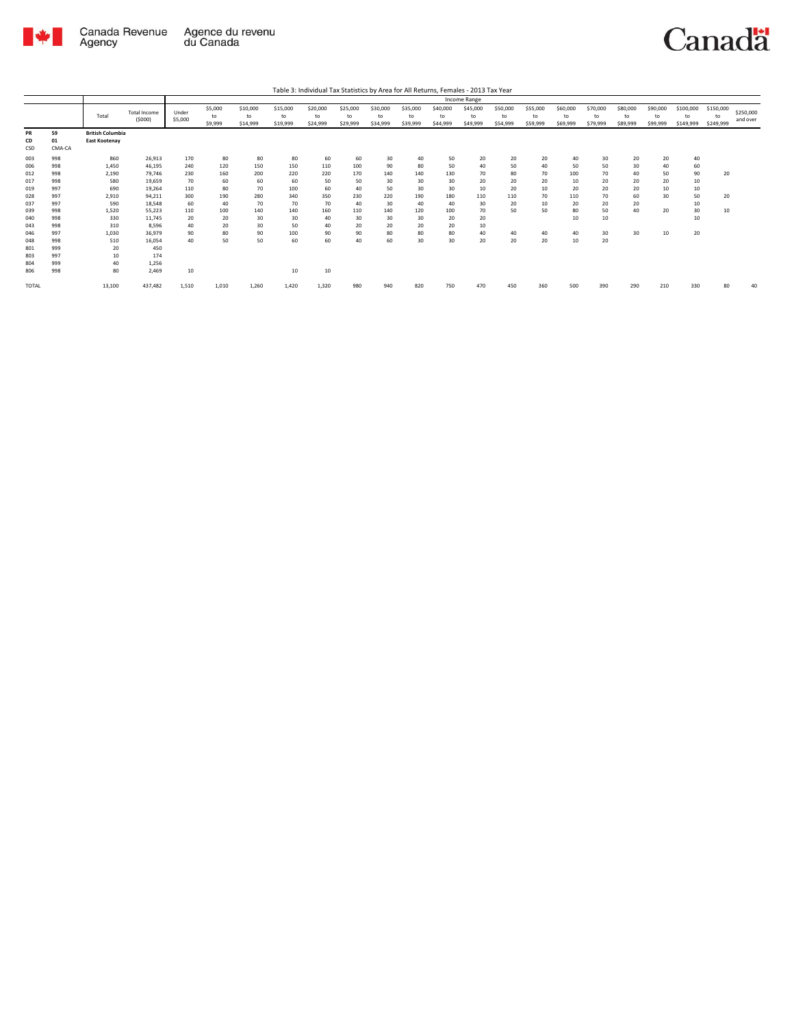Table 3: Individual Tax Statistics by Area for All Returns, Females - 2013 Tax Year

| | | Total | Total Income ($000) | Income Range | | | | | | | | | | | | | | | | | | |
|---|---|---|---|---|---|---|---|---|---|---|---|---|---|---|---|---|---|---|---|---|---|---|
| | | | | Under $5,000 | $5,000 to $9,999 | $10,000 to $14,999 | $15,000 to $19,999 | $20,000 to $24,999 | $25,000 to $29,999 | $30,000 to $34,999 | $35,000 to $39,999 | $40,000 to $44,999 | $45,000 to $49,999 | $50,000 to $54,999 | $55,000 to $59,999 | $60,000 to $69,999 | $70,000 to $79,999 | $80,000 to $89,999 | $90,000 to $99,999 | $100,000 to $149,999 | $150,000 to $249,999 | $250,000 and over |
| PR | 59 | British Columbia | | | | | | | | | | | | | | | | | | | | |
| CD | 01 | East Kootenay | | | | | | | | | | | | | | | | | | | | |
| CSD | CMA-CA | | | | | | | | | | | | | | | | | | | | | |
| 003 | 998 | 860 | 26,913 | 170 | 80 | 80 | 80 | 60 | 60 | 30 | 40 | 50 | 20 | 20 | 20 | 40 | 30 | 20 | 20 | 40 | | |
| 006 | 998 | 1,450 | 46,195 | 240 | 120 | 150 | 150 | 110 | 100 | 90 | 80 | 50 | 40 | 50 | 40 | 50 | 50 | 30 | 40 | 60 | | |
| 012 | 998 | 2,190 | 79,746 | 230 | 160 | 200 | 220 | 220 | 170 | 140 | 140 | 130 | 70 | 80 | 70 | 100 | 70 | 40 | 50 | 90 | 20 | |
| 017 | 998 | 580 | 19,659 | 70 | 60 | 60 | 60 | 50 | 50 | 30 | 30 | 30 | 20 | 20 | 20 | 10 | 20 | 20 | 20 | 10 | | |
| 019 | 997 | 690 | 19,264 | 110 | 80 | 70 | 100 | 60 | 40 | 50 | 30 | 30 | 10 | 20 | 10 | 20 | 20 | 20 | 10 | 10 | | |
| 028 | 997 | 2,910 | 94,211 | 300 | 190 | 280 | 340 | 350 | 230 | 220 | 190 | 180 | 110 | 110 | 70 | 110 | 70 | 60 | 30 | 50 | 20 | |
| 037 | 997 | 590 | 18,548 | 60 | 40 | 70 | 70 | 70 | 40 | 30 | 40 | 40 | 30 | 20 | 10 | 20 | 20 | 20 | | 10 | | |
| 039 | 998 | 1,520 | 55,223 | 110 | 100 | 140 | 140 | 160 | 110 | 140 | 120 | 100 | 70 | 50 | 50 | 80 | 50 | 40 | 20 | 30 | 10 | |
| 040 | 998 | 330 | 11,745 | 20 | 20 | 30 | 30 | 40 | 30 | 30 | 30 | 20 | 20 | | | 10 | 10 | | | 10 | | |
| 043 | 998 | 310 | 8,596 | 40 | 20 | 30 | 50 | 40 | 20 | 20 | 20 | 20 | 10 | | | | | | | | | |
| 046 | 997 | 1,030 | 36,979 | 90 | 80 | 90 | 100 | 90 | 90 | 80 | 80 | 80 | 40 | 40 | 40 | 40 | 30 | 30 | 10 | 20 | | |
| 048 | 998 | 510 | 16,054 | 40 | 50 | 50 | 60 | 60 | 40 | 60 | 30 | 30 | 20 | 20 | 20 | 10 | 20 | | | | | |
| 801 | 999 | 20 | 450 | | | | | | | | | | | | | | | | | | | |
| 803 | 997 | 10 | 174 | | | | | | | | | | | | | | | | | | | |
| 804 | 999 | 40 | 1,256 | | | | | | | | | | | | | | | | | | | |
| 806 | 998 | 80 | 2,469 | 10 | | | 10 | 10 | | | | | | | | | | | | | | |
| TOTAL | | 13,100 | 437,482 | 1,510 | 1,010 | 1,260 | 1,420 | 1,320 | 980 | 940 | 820 | 750 | 470 | 450 | 360 | 500 | 390 | 290 | 210 | 330 | 80 | 40 |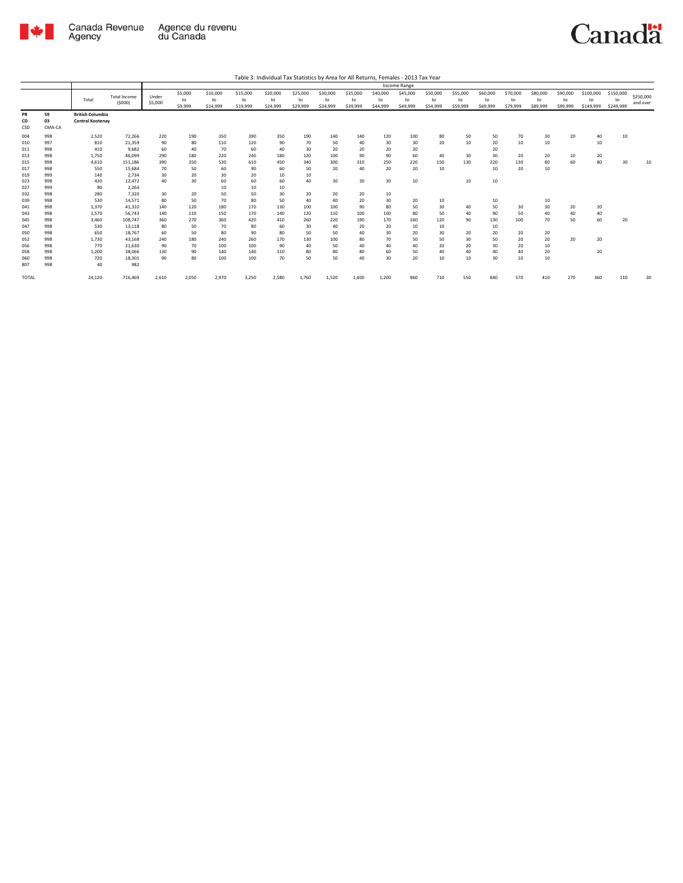Table 3: Individual Tax Statistics by Area for All Returns, Females - 2013 Tax Year

| | | Total | Total Income ($000) | Income Range | | | | | | | | | | | | | | | | | | |
|---|---|---|---|---|---|---|---|---|---|---|---|---|---|---|---|---|---|---|---|---|---|---|
| | | | | Under $5,000 | $5,000 to $9,999 | $10,000 to $14,999 | $15,000 to $19,999 | $20,000 to $24,999 | $25,000 to $29,999 | $30,000 to $34,999 | $35,000 to $39,999 | $40,000 to $44,999 | $45,000 to $49,999 | $50,000 to $54,999 | $55,000 to $59,999 | $60,000 to $69,999 | $70,000 to $79,999 | $80,000 to $89,999 | $90,000 to $99,999 | $100,000 to $149,999 | $150,000 to $249,999 | $250,000 and over |
| PR | 59 | British Columbia | | | | | | | | | | | | | | | | | | | | |
| CD | 03 | Central Kootenay | | | | | | | | | | | | | | | | | | | | |
| CSD | CMA-CA | | | | | | | | | | | | | | | | | | | | | |
| 004 | 998 | 2,520 | 72,266 | 220 | 190 | 350 | 390 | 350 | 190 | 140 | 140 | 120 | 100 | 80 | 50 | 50 | 70 | 30 | 20 | 40 | 10 | |
| 010 | 997 | 810 | 21,359 | 90 | 80 | 110 | 120 | 90 | 70 | 50 | 40 | 30 | 30 | 20 | 10 | 20 | 10 | 10 | | 10 | | |
| 011 | 998 | 410 | 9,682 | 60 | 40 | 70 | 60 | 40 | 30 | 20 | 20 | 20 | 20 | | | 20 | | | | | | |
| 013 | 998 | 1,750 | 46,099 | 290 | 180 | 220 | 240 | 180 | 120 | 100 | 90 | 90 | 60 | 40 | 30 | 30 | 20 | 20 | 10 | 20 | | |
| 015 | 998 | 4,610 | 151,186 | 390 | 350 | 530 | 610 | 450 | 340 | 300 | 310 | 250 | 220 | 150 | 130 | 220 | 130 | 80 | 60 | 80 | 30 | 10 |
| 017 | 998 | 550 | 15,684 | 70 | 50 | 60 | 90 | 60 | 50 | 20 | 40 | 20 | 20 | 10 | | 10 | 20 | 10 | | | | |
| 019 | 999 | 140 | 2,734 | 30 | 20 | 30 | 20 | 10 | 10 | | | | | | | | | | | | | |
| 023 | 998 | 430 | 12,472 | 40 | 30 | 60 | 60 | 60 | 40 | 30 | 30 | 30 | 10 | | 10 | 10 | | | | | | |
| 027 | 999 | 80 | 2,264 | | | 10 | 10 | 10 | | | | | | | | | | | | | | |
| 032 | 998 | 280 | 7,320 | 30 | 20 | 50 | 50 | 30 | 20 | 20 | 20 | 10 | | | | | | | | | | |
| 039 | 998 | 530 | 14,571 | 80 | 50 | 70 | 80 | 50 | 40 | 40 | 20 | 30 | 20 | 10 | | 10 | | 10 | | | | |
| 041 | 998 | 1,370 | 41,310 | 140 | 120 | 180 | 170 | 130 | 100 | 100 | 90 | 80 | 50 | 30 | 40 | 50 | 30 | 30 | 20 | 20 | | |
| 043 | 998 | 1,570 | 56,743 | 140 | 110 | 150 | 170 | 140 | 120 | 110 | 100 | 100 | 80 | 50 | 40 | 90 | 50 | 40 | 40 | 40 | | |
| 045 | 998 | 3,460 | 108,747 | 360 | 270 | 360 | 420 | 410 | 260 | 220 | 190 | 170 | 160 | 120 | 90 | 130 | 100 | 70 | 50 | 60 | 20 | |
| 047 | 998 | 530 | 13,118 | 80 | 50 | 70 | 80 | 60 | 30 | 40 | 20 | 20 | 10 | 10 | | 10 | | | | | | |
| 050 | 998 | 650 | 18,767 | 60 | 50 | 80 | 90 | 80 | 50 | 50 | 40 | 30 | 20 | 30 | 20 | 20 | 20 | 20 | | | | |
| 052 | 998 | 1,730 | 43,168 | 240 | 180 | 240 | 260 | 170 | 130 | 100 | 80 | 70 | 50 | 50 | 30 | 50 | 20 | 20 | 20 | 20 | | |
| 056 | 998 | 770 | 21,630 | 90 | 70 | 100 | 100 | 90 | 40 | 50 | 40 | 40 | 40 | 20 | 20 | 30 | 20 | 10 | | | | |
| 058 | 998 | 1,200 | 38,066 | 130 | 90 | 140 | 140 | 110 | 80 | 80 | 80 | 60 | 50 | 40 | 40 | 40 | 40 | 20 | | 20 | | |
| 060 | 998 | 720 | 18,301 | 90 | 80 | 100 | 100 | 70 | 50 | 50 | 40 | 30 | 20 | 10 | 10 | 30 | 10 | 10 | | | | |
| 807 | 998 | 40 | 982 | | | | | | | | | | | | | | | | | | | |
| TOTAL | | 24,120 | 716,469 | 2,610 | 2,050 | 2,970 | 3,250 | 2,580 | 1,760 | 1,520 | 1,400 | 1,200 | 960 | 710 | 550 | 840 | 570 | 410 | 270 | 360 | 110 | 30 |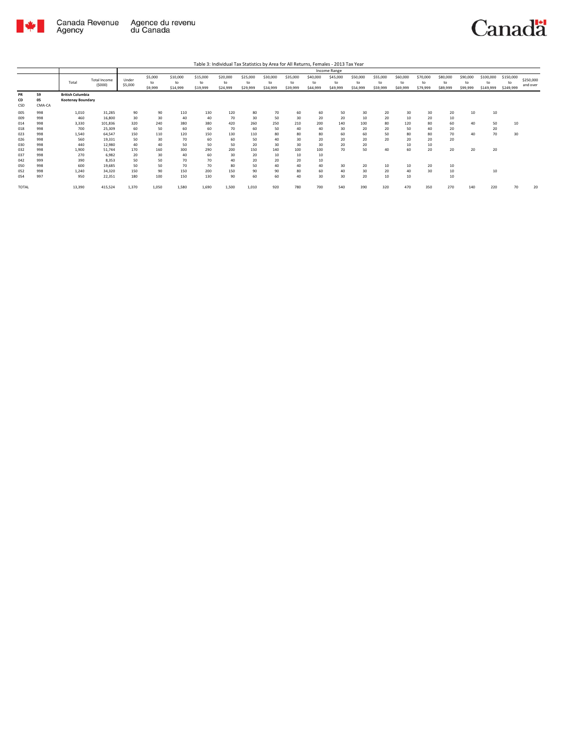Table 3: Individual Tax Statistics by Area for All Returns, Females - 2013 Tax Year

| | | Total | Total Income ($000) | Income Range | | | | | | | | | | | | | | | | | | | | |
|---|---|---|---|---|---|---|---|---|---|---|---|---|---|---|---|---|---|---|---|---|---|---|---|---|
| | | | | Under $5,000 | $5,000 to $9,999 | $10,000 to $14,999 | $15,000 to $19,999 | $20,000 to $24,999 | $25,000 to $29,999 | $30,000 to $34,999 | $35,000 to $39,999 | $40,000 to $44,999 | $45,000 to $49,999 | $50,000 to $54,999 | $55,000 to $59,999 | $60,000 to $69,999 | $70,000 to $79,999 | $80,000 to $89,999 | $90,000 to $99,999 | $100,000 to $149,999 | $150,000 to $249,999 | $250,000 and over |
| **PR** / **CD** / CSD | **59** / **05** / CMA-CA | **British Columbia** / **Kootenay Boundary** | | | | | | | | | | | | | | | | | | | | |
| 005 | 998 | 1,010 | 31,285 | 90 | 90 | 110 | 130 | 120 | 80 | 70 | 60 | 60 | 50 | 30 | 20 | 30 | 30 | 20 | 10 | 10 | | |
| 009 | 998 | 460 | 16,800 | 30 | 30 | 40 | 40 | 70 | 30 | 50 | 30 | 20 | 20 | 10 | 20 | 10 | 20 | 10 | | | | |
| 014 | 998 | 3,330 | 101,836 | 320 | 240 | 380 | 380 | 420 | 260 | 250 | 210 | 200 | 140 | 100 | 80 | 120 | 80 | 60 | 40 | 50 | 10 | |
| 018 | 998 | 700 | 25,309 | 60 | 50 | 60 | 60 | 70 | 60 | 50 | 40 | 40 | 30 | 20 | 20 | 50 | 40 | 20 | | 20 | | |
| 023 | 998 | 1,540 | 64,547 | 150 | 110 | 120 | 150 | 130 | 110 | 80 | 80 | 80 | 60 | 60 | 50 | 80 | 80 | 70 | 40 | 70 | 30 | |
| 026 | 998 | 560 | 19,331 | 50 | 30 | 70 | 60 | 60 | 50 | 40 | 30 | 20 | 20 | 20 | 20 | 20 | 20 | 20 | | | | |
| 030 | 998 | 440 | 12,980 | 40 | 40 | 50 | 50 | 50 | 20 | 30 | 30 | 30 | 20 | 20 | | 10 | 10 | | | | | |
| 032 | 998 | 1,900 | 51,744 | 170 | 160 | 300 | 290 | 200 | 150 | 140 | 100 | 100 | 70 | 50 | 40 | 60 | 20 | 20 | 20 | 20 | | |
| 037 | 998 | 270 | 6,982 | 20 | 30 | 40 | 60 | 30 | 20 | 10 | 10 | 10 | | | | | | | | | | |
| 042 | 999 | 390 | 8,353 | 50 | 50 | 70 | 70 | 40 | 20 | 20 | 20 | 10 | | | | | | | | | | |
| 050 | 998 | 600 | 19,685 | 50 | 50 | 70 | 70 | 80 | 50 | 40 | 40 | 40 | 30 | 20 | 10 | 10 | 20 | 10 | | | | |
| 052 | 998 | 1,240 | 34,320 | 150 | 90 | 150 | 200 | 150 | 90 | 90 | 80 | 60 | 40 | 30 | 20 | 40 | 30 | 10 | | 10 | | |
| 054 | 997 | 950 | 22,351 | 180 | 100 | 150 | 130 | 90 | 60 | 60 | 40 | 30 | 30 | 20 | 10 | 10 | | 10 | | | | |
| TOTAL | | 13,390 | 415,524 | 1,370 | 1,050 | 1,580 | 1,690 | 1,500 | 1,010 | 920 | 780 | 700 | 540 | 390 | 320 | 470 | 350 | 270 | 140 | 220 | 70 | 20 |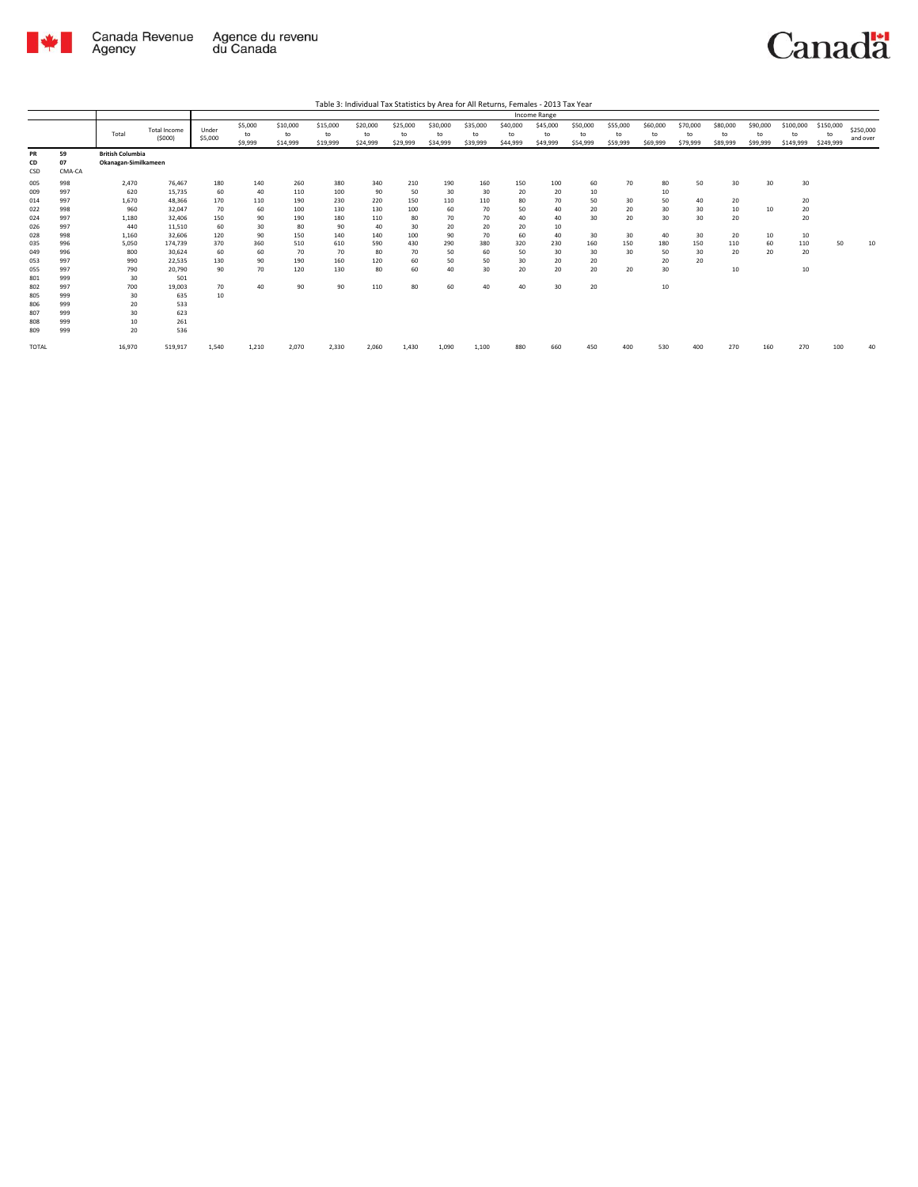Table 3: Individual Tax Statistics by Area for All Returns, Females - 2013 Tax Year

| | | | | Income Range | | | | | | | | | | | | | | | | | | |
|---|---|---|---|---|---|---|---|---|---|---|---|---|---|---|---|---|---|---|---|---|---|---|
| | | Total | Total Income ($000) | Under $5,000 | $5,000 to $9,999 | $10,000 to $14,999 | $15,000 to $19,999 | $20,000 to $24,999 | $25,000 to $29,999 | $30,000 to $34,999 | $35,000 to $39,999 | $40,000 to $44,999 | $45,000 to $49,999 | $50,000 to $54,999 | $55,000 to $59,999 | $60,000 to $69,999 | $70,000 to $79,999 | $80,000 to $89,999 | $90,000 to $99,999 | $100,000 to $149,999 | $150,000 to $249,999 | $250,000 and over |
| **PR** | **59** | **British Columbia** | | | | | | | | | | | | | | | | | | | | |
| **CD** | **07** | **Okanagan-Similkameen** | | | | | | | | | | | | | | | | | | | | |
| **CSD** | **CMA-CA** | | | | | | | | | | | | | | | | | | | | | |
| 005 | 998 | 2,470 | 76,467 | 180 | 140 | 260 | 380 | 340 | 210 | 190 | 160 | 150 | 100 | 60 | 70 | 80 | 50 | 30 | 30 | 30 | | |
| 009 | 997 | 620 | 15,735 | 60 | 40 | 110 | 100 | 90 | 50 | 30 | 30 | 20 | 20 | 10 | | 10 | | | | | | |
| 014 | 997 | 1,670 | 48,366 | 170 | 110 | 190 | 230 | 220 | 150 | 110 | 110 | 80 | 70 | 50 | 30 | 50 | 40 | 20 | | 20 | | |
| 022 | 998 | 960 | 32,047 | 70 | 60 | 100 | 130 | 130 | 100 | 60 | 70 | 50 | 40 | 20 | 20 | 30 | 30 | 10 | 10 | 20 | | |
| 024 | 997 | 1,180 | 32,406 | 150 | 90 | 190 | 180 | 110 | 80 | 70 | 70 | 40 | 40 | 30 | 20 | 30 | 30 | 20 | | 20 | | |
| 026 | 997 | 440 | 11,510 | 60 | 30 | 80 | 90 | 40 | 30 | 20 | 20 | 20 | 10 | | | | | | | | | |
| 028 | 998 | 1,160 | 32,606 | 120 | 90 | 150 | 140 | 140 | 100 | 90 | 70 | 60 | 40 | 30 | 30 | 40 | 30 | 20 | 10 | 10 | | |
| 035 | 996 | 5,050 | 174,739 | 370 | 360 | 510 | 610 | 590 | 430 | 290 | 380 | 320 | 230 | 160 | 150 | 180 | 150 | 110 | 60 | 110 | 50 | 10 |
| 049 | 996 | 800 | 30,624 | 60 | 60 | 70 | 70 | 80 | 70 | 50 | 60 | 50 | 30 | 30 | 30 | 50 | 30 | 20 | 20 | 20 | | |
| 053 | 997 | 990 | 22,535 | 130 | 90 | 190 | 160 | 120 | 60 | 50 | 50 | 30 | 20 | 20 | | 20 | 20 | | | | | |
| 055 | 997 | 790 | 20,790 | 90 | 70 | 120 | 130 | 80 | 60 | 40 | 30 | 20 | 20 | 20 | 20 | 30 | | 10 | | 10 | | |
| 801 | 999 | 30 | 501 | | | | | | | | | | | | | | | | | | | |
| 802 | 997 | 700 | 19,003 | 70 | 40 | 90 | 90 | 110 | 80 | 60 | 40 | 40 | 30 | 20 | | 10 | | | | | | |
| 805 | 999 | 30 | 635 | 10 | | | | | | | | | | | | | | | | | | |
| 806 | 999 | 20 | 533 | | | | | | | | | | | | | | | | | | | |
| 807 | 999 | 30 | 623 | | | | | | | | | | | | | | | | | | | |
| 808 | 999 | 10 | 261 | | | | | | | | | | | | | | | | | | | |
| 809 | 999 | 20 | 536 | | | | | | | | | | | | | | | | | | | |
| TOTAL | | 16,970 | 519,917 | 1,540 | 1,210 | 2,070 | 2,330 | 2,060 | 1,430 | 1,090 | 1,100 | 880 | 660 | 450 | 400 | 530 | 400 | 270 | 160 | 270 | 100 | 40 |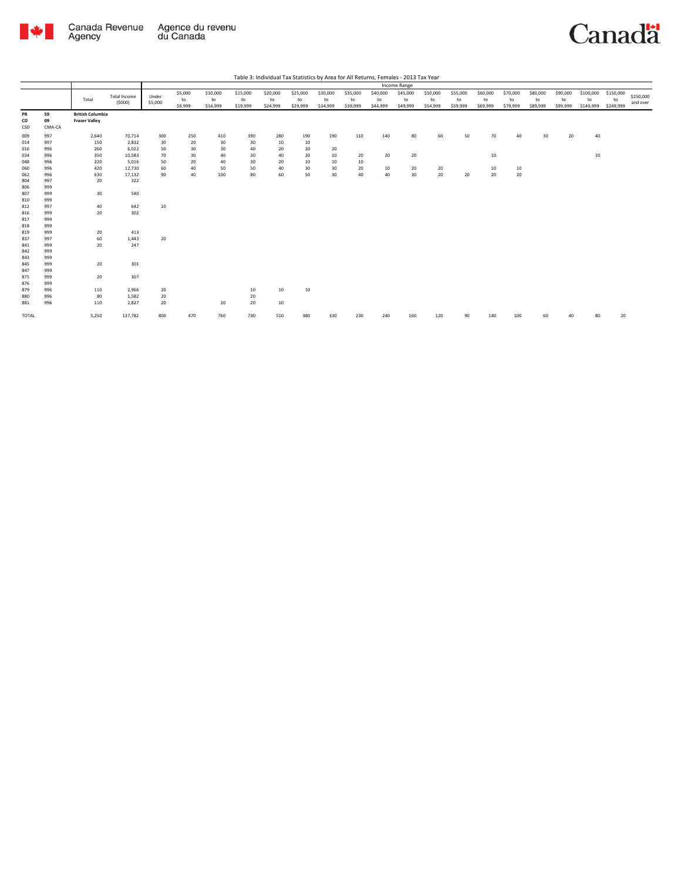Table 3: Individual Tax Statistics by Area for All Returns, Females - 2013 Tax Year

| | | Total | Total Income ($000) | Income Range | | | | | | | | | | | | | | | | | | |
|---|---|---|---|---|---|---|---|---|---|---|---|---|---|---|---|---|---|---|---|---|---|---|
| | | | | Under $5,000 | $5,000 to $9,999 | $10,000 to $14,999 | $15,000 to $19,999 | $20,000 to $24,999 | $25,000 to $29,999 | $30,000 to $34,999 | $35,000 to $39,999 | $40,000 to $44,999 | $45,000 to $49,999 | $50,000 to $54,999 | $55,000 to $59,999 | $60,000 to $69,999 | $70,000 to $79,999 | $80,000 to $89,999 | $90,000 to $99,999 | $100,000 to $149,999 | $150,000 to $249,999 | $250,000 and over |
| **PR** | **59** | **British Columbia** | | | | | | | | | | | | | | | | | | | | |
| **CD** | **09** | **Fraser Valley** | | | | | | | | | | | | | | | | | | | | |
| CSD | CMA-CA | | | | | | | | | | | | | | | | | | | | | |
| 009 | 997 | 2,640 | 70,714 | 300 | 250 | 410 | 390 | 280 | 190 | 190 | 110 | 140 | 80 | 60 | 50 | 70 | 40 | 30 | 20 | 40 | | |
| 014 | 997 | 150 | 2,832 | 30 | 20 | 30 | 30 | 10 | 10 | | | | | | | | | | | | | |
| 016 | 996 | 260 | 6,022 | 50 | 30 | 30 | 40 | 20 | 20 | 20 | | | | | | | | | | | | |
| 034 | 996 | 350 | 10,583 | 70 | 30 | 40 | 30 | 40 | 20 | 10 | 20 | 20 | 20 | | | 10 | | | | 10 | | |
| 048 | 996 | 220 | 5,016 | 50 | 20 | 40 | 30 | 20 | 10 | 10 | 10 | | | | | | | | | | | |
| 060 | 996 | 420 | 12,730 | 60 | 40 | 50 | 50 | 40 | 30 | 30 | 20 | 10 | 20 | 20 | | 10 | 10 | | | | | |
| 062 | 996 | 630 | 17,132 | 90 | 40 | 100 | 80 | 60 | 50 | 30 | 40 | 40 | 30 | 20 | 20 | 20 | 20 | | | | | |
| 804 | 997 | 20 | 322 | | | | | | | | | | | | | | | | | | | |
| 806 | 999 | | | | | | | | | | | | | | | | | | | | | |
| 807 | 999 | 30 | 540 | | | | | | | | | | | | | | | | | | | |
| 810 | 999 | | | | | | | | | | | | | | | | | | | | | |
| 812 | 997 | 40 | 642 | 10 | | | | | | | | | | | | | | | | | | |
| 816 | 999 | 20 | 302 | | | | | | | | | | | | | | | | | | | |
| 817 | 999 | | | | | | | | | | | | | | | | | | | | | |
| 818 | 999 | | | | | | | | | | | | | | | | | | | | | |
| 819 | 999 | 20 | 413 | | | | | | | | | | | | | | | | | | | |
| 837 | 997 | 60 | 1,443 | 20 | | | | | | | | | | | | | | | | | | |
| 841 | 999 | 20 | 247 | | | | | | | | | | | | | | | | | | | |
| 842 | 999 | | | | | | | | | | | | | | | | | | | | | |
| 843 | 999 | | | | | | | | | | | | | | | | | | | | | |
| 845 | 999 | 20 | 301 | | | | | | | | | | | | | | | | | | | |
| 847 | 999 | | | | | | | | | | | | | | | | | | | | | |
| 875 | 999 | 20 | 307 | | | | | | | | | | | | | | | | | | | |
| 876 | 999 | | | | | | | | | | | | | | | | | | | | | |
| 879 | 996 | 110 | 2,966 | 20 | | | 10 | 10 | 10 | | | | | | | | | | | | | |
| 880 | 996 | 80 | 1,582 | 20 | | | 20 | | | | | | | | | | | | | | | |
| 881 | 996 | 110 | 2,827 | 20 | | 20 | 20 | 10 | | | | | | | | | | | | | | |
| TOTAL | | 5,250 | 137,782 | 800 | 470 | 760 | 730 | 510 | 380 | 330 | 230 | 240 | 160 | 120 | 90 | 140 | 100 | 60 | 40 | 80 | 20 | |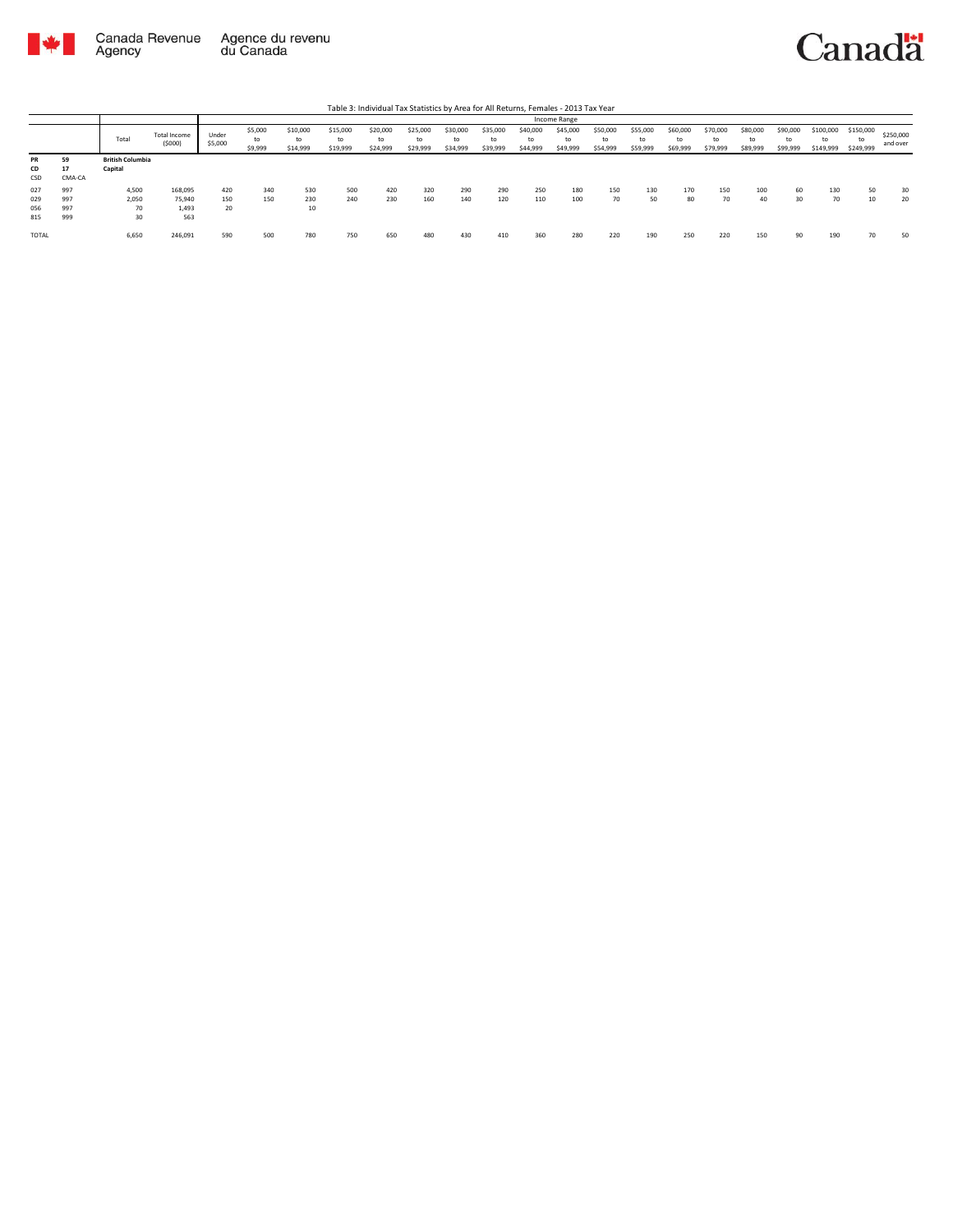Table 3: Individual Tax Statistics by Area for All Returns, Females - 2013 Tax Year

| | | Total | Total Income ($000) | Income Range | | | | | | | | | | | | | | | | | | | | |
|---|---|---|---|---|---|---|---|---|---|---|---|---|---|---|---|---|---|---|---|---|---|---|---|---|
| | | | | Under $5,000 | $5,000 to $9,999 | $10,000 to $14,999 | $15,000 to $19,999 | $20,000 to $24,999 | $25,000 to $29,999 | $30,000 to $34,999 | $35,000 to $39,999 | $40,000 to $44,999 | $45,000 to $49,999 | $50,000 to $54,999 | $55,000 to $59,999 | $60,000 to $69,999 | $70,000 to $79,999 | $80,000 to $89,999 | $90,000 to $99,999 | $100,000 to $149,999 | $150,000 to $249,999 | $250,000 and over |
| PR | 59 | British Columbia | | | | | | | | | | | | | | | | | | | | |
| CD | 17 | Capital | | | | | | | | | | | | | | | | | | | | |
| CSD | CMA-CA | | | | | | | | | | | | | | | | | | | | | |
| 027 | 997 | 4,500 | 168,095 | 420 | 340 | 530 | 500 | 420 | 320 | 290 | 290 | 250 | 180 | 150 | 130 | 170 | 150 | 100 | 60 | 130 | 50 | 30 |
| 029 | 997 | 2,050 | 75,940 | 150 | 150 | 230 | 240 | 230 | 160 | 140 | 120 | 110 | 100 | 70 | 50 | 80 | 70 | 40 | 30 | 70 | 10 | 20 |
| 056 | 997 | 70 | 1,493 | 20 | | 10 | | | | | | | | | | | | | | | | |
| 815 | 999 | 30 | 563 | | | | | | | | | | | | | | | | | | | |
| TOTAL | | 6,650 | 246,091 | 590 | 500 | 780 | 750 | 650 | 480 | 430 | 410 | 360 | 280 | 220 | 190 | 250 | 220 | 150 | 90 | 190 | 70 | 50 |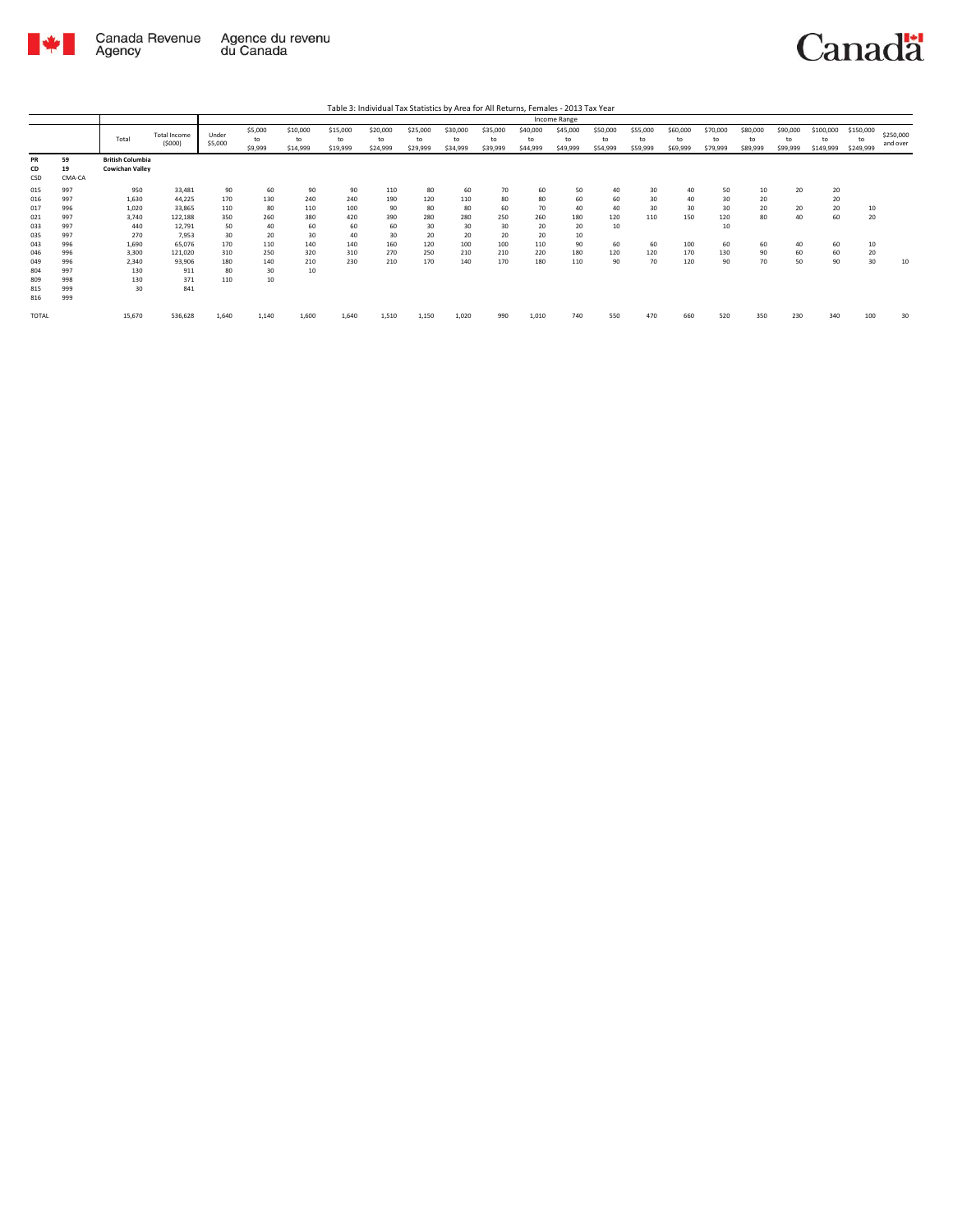Table 3: Individual Tax Statistics by Area for All Returns, Females - 2013 Tax Year

| | | | | Income Range | | | | | | | | | | | | | | | | | | |
|---|---|---|---|---|---|---|---|---|---|---|---|---|---|---|---|---|---|---|---|---|---|---|
| | | Total | Total Income ($000) | Under $5,000 | $5,000 to $9,999 | $10,000 to $14,999 | $15,000 to $19,999 | $20,000 to $24,999 | $25,000 to $29,999 | $30,000 to $34,999 | $35,000 to $39,999 | $40,000 to $44,999 | $45,000 to $49,999 | $50,000 to $54,999 | $55,000 to $59,999 | $60,000 to $69,999 | $70,000 to $79,999 | $80,000 to $89,999 | $90,000 to $99,999 | $100,000 to $149,999 | $150,000 to $249,999 | $250,000 and over |
| **PR** | **59** | **British Columbia** | | | | | | | | | | | | | | | | | | | | |
| **CD** | **19** | **Cowichan Valley** | | | | | | | | | | | | | | | | | | | | |
| CSD | CMA-CA | | | | | | | | | | | | | | | | | | | | | |
| 015 | 997 | 950 | 33,481 | 90 | 60 | 90 | 90 | 110 | 80 | 60 | 70 | 60 | 50 | 40 | 30 | 40 | 50 | 10 | 20 | 20 | | |
| 016 | 997 | 1,630 | 44,225 | 170 | 130 | 240 | 240 | 190 | 120 | 110 | 80 | 80 | 60 | 60 | 30 | 40 | 30 | 20 | | 20 | | |
| 017 | 996 | 1,020 | 33,865 | 110 | 80 | 110 | 100 | 90 | 80 | 80 | 60 | 70 | 40 | 40 | 30 | 30 | 30 | 20 | 20 | 20 | 10 | |
| 021 | 997 | 3,740 | 122,188 | 350 | 260 | 380 | 420 | 390 | 280 | 280 | 250 | 260 | 180 | 120 | 110 | 150 | 120 | 80 | 40 | 60 | 20 | |
| 033 | 997 | 440 | 12,791 | 50 | 40 | 60 | 60 | 60 | 30 | 30 | 30 | 20 | 20 | 10 | | | 10 | | | | | |
| 035 | 997 | 270 | 7,953 | 30 | 20 | 30 | 40 | 30 | 20 | 20 | 20 | 20 | 10 | | | | | | | | | |
| 043 | 996 | 1,690 | 65,076 | 170 | 110 | 140 | 140 | 160 | 120 | 100 | 100 | 110 | 90 | 60 | 60 | 100 | 60 | 60 | 40 | 60 | 10 | |
| 046 | 996 | 3,300 | 121,020 | 310 | 250 | 320 | 310 | 270 | 250 | 210 | 210 | 220 | 180 | 120 | 120 | 170 | 130 | 90 | 60 | 60 | 20 | |
| 049 | 996 | 2,340 | 93,906 | 180 | 140 | 210 | 230 | 210 | 170 | 140 | 170 | 180 | 110 | 90 | 70 | 120 | 90 | 70 | 50 | 90 | 30 | 10 |
| 804 | 997 | 130 | 911 | 80 | 30 | 10 | | | | | | | | | | | | | | | | |
| 809 | 998 | 130 | 371 | 110 | 10 | | | | | | | | | | | | | | | | | |
| 815 | 999 | 30 | 841 | | | | | | | | | | | | | | | | | | | |
| 816 | 999 | | | | | | | | | | | | | | | | | | | | | |
| TOTAL | | 15,670 | 536,628 | 1,640 | 1,140 | 1,600 | 1,640 | 1,510 | 1,150 | 1,020 | 990 | 1,010 | 740 | 550 | 470 | 660 | 520 | 350 | 230 | 340 | 100 | 30 |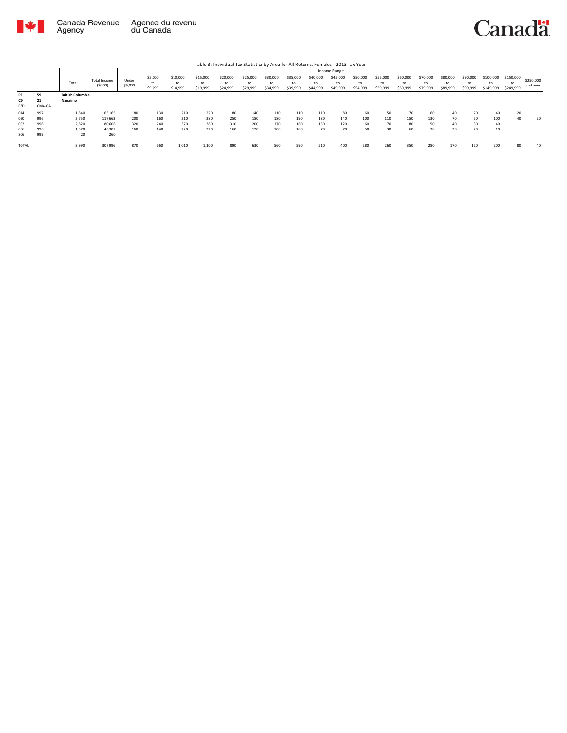Table 3: Individual Tax Statistics by Area for All Returns, Females - 2013 Tax Year

| | | Total | Total Income ($000) | Income Range | | | | | | | | | | | | | | | | | | |
|---|---|---|---|---|---|---|---|---|---|---|---|---|---|---|---|---|---|---|---|---|---|---|
| | | | | Under $5,000 | $5,000 to $9,999 | $10,000 to $14,999 | $15,000 to $19,999 | $20,000 to $24,999 | $25,000 to $29,999 | $30,000 to $34,999 | $35,000 to $39,999 | $40,000 to $44,999 | $45,000 to $49,999 | $50,000 to $54,999 | $55,000 to $59,999 | $60,000 to $69,999 | $70,000 to $79,999 | $80,000 to $89,999 | $90,000 to $99,999 | $100,000 to $149,999 | $150,000 to $249,999 | $250,000 and over |
| **PR** | **59** | **British Columbia** | | | | | | | | | | | | | | | | | | | | |
| **CD** | **21** | **Nanaimo** | | | | | | | | | | | | | | | | | | | | |
| CSD | CMA-CA | | | | | | | | | | | | | | | | | | | | | |
| 014 | 997 | 1,840 | 63,165 | 180 | 130 | 210 | 220 | 180 | 140 | 110 | 110 | 110 | 80 | 60 | 50 | 70 | 60 | 40 | 20 | 40 | 20 | |
| 030 | 996 | 2,750 | 117,663 | 200 | 160 | 210 | 280 | 250 | 180 | 180 | 190 | 180 | 140 | 100 | 110 | 150 | 130 | 70 | 50 | 100 | 40 | 20 |
| 032 | 996 | 2,820 | 80,606 | 320 | 240 | 370 | 380 | 310 | 200 | 170 | 180 | 150 | 120 | 60 | 70 | 80 | 50 | 40 | 30 | 40 | | |
| 036 | 996 | 1,570 | 46,302 | 160 | 140 | 220 | 220 | 160 | 120 | 100 | 100 | 70 | 70 | 50 | 30 | 60 | 30 | 20 | 20 | 10 | | |
| 806 | 999 | 20 | 260 | | | | | | | | | | | | | | | | | | | |
| TOTAL | | 8,990 | 307,996 | 870 | 660 | 1,010 | 1,100 | 890 | 630 | 560 | 590 | 510 | 400 | 280 | 260 | 350 | 280 | 170 | 120 | 200 | 80 | 40 |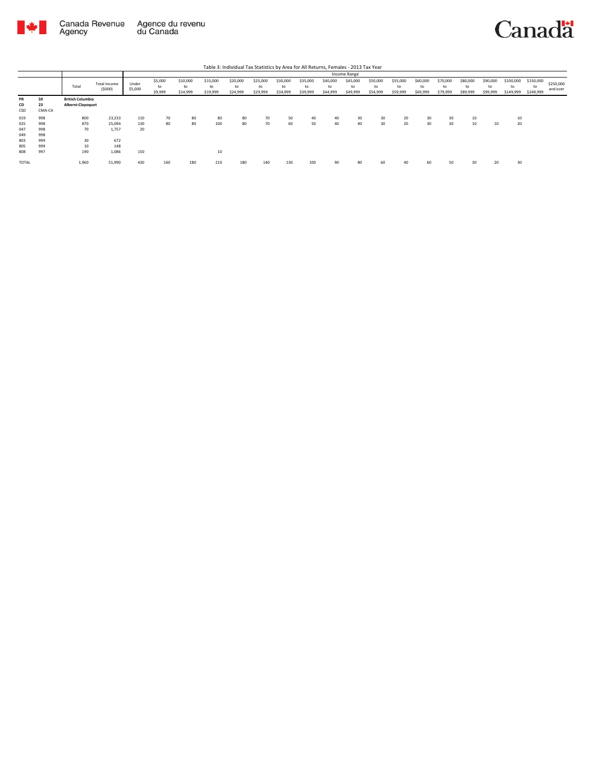Table 3: Individual Tax Statistics by Area for All Returns, Females - 2013 Tax Year

| | | Total | Total Income ($000) | Income Range | | | | | | | | | | | | | | | | | | |
|---|---|---|---|---|---|---|---|---|---|---|---|---|---|---|---|---|---|---|---|---|---|---|
| | | | | Under $5,000 | $5,000 to $9,999 | $10,000 to $14,999 | $15,000 to $19,999 | $20,000 to $24,999 | $25,000 to $29,999 | $30,000 to $34,999 | $35,000 to $39,999 | $40,000 to $44,999 | $45,000 to $49,999 | $50,000 to $54,999 | $55,000 to $59,999 | $60,000 to $69,999 | $70,000 to $79,999 | $80,000 to $89,999 | $90,000 to $99,999 | $100,000 to $149,999 | $150,000 to $249,999 | $250,000 and over |
| **PR** | **59** | **British Columbia** | | | | | | | | | | | | | | | | | | | | |
| **CD** | **23** | **Alberni-Clayoquot** | | | | | | | | | | | | | | | | | | | | |
| CSD | CMA-CA | | | | | | | | | | | | | | | | | | | | | |
| 019 | 998 | 800 | 23,233 | 110 | 70 | 80 | 80 | 80 | 70 | 50 | 40 | 40 | 30 | 30 | 20 | 30 | 30 | 10 | | 10 | | |
| 025 | 998 | 870 | 25,094 | 130 | 80 | 80 | 100 | 80 | 70 | 60 | 50 | 40 | 40 | 30 | 20 | 30 | 30 | 10 | 10 | 20 | | |
| 047 | 998 | 70 | 1,757 | 20 | | | | | | | | | | | | | | | | | | |
| 049 | 998 | | | | | | | | | | | | | | | | | | | | | |
| 803 | 999 | 30 | 672 | | | | | | | | | | | | | | | | | | | |
| 805 | 999 | 10 | 148 | | | | | | | | | | | | | | | | | | | |
| 808 | 997 | 190 | 1,086 | 150 | | | 10 | | | | | | | | | | | | | | | |
| TOTAL | | 1,960 | 51,990 | 430 | 160 | 180 | 210 | 180 | 140 | 130 | 100 | 90 | 80 | 60 | 40 | 60 | 50 | 30 | 20 | 30 | | |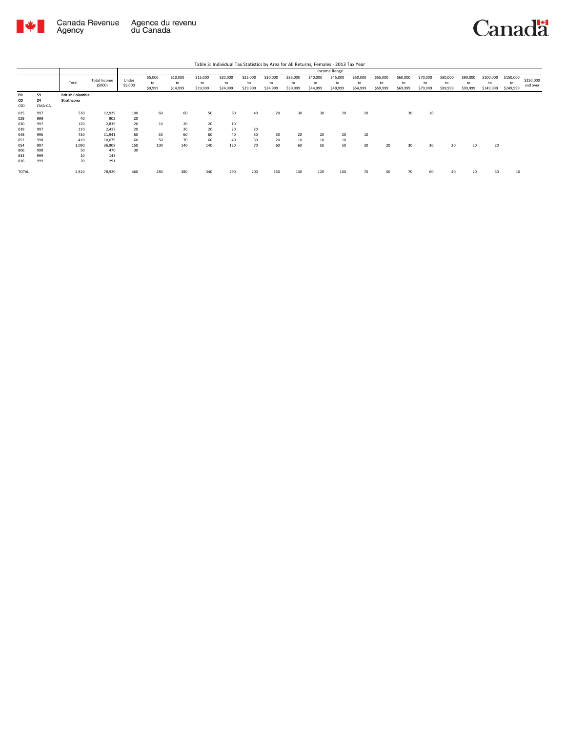Table 3: Individual Tax Statistics by Area for All Returns, Females - 2013 Tax Year

| | | Total | Total Income ($000) | Income Range | | | | | | | | | | | | | | | | | | |
|---|---|---|---|---|---|---|---|---|---|---|---|---|---|---|---|---|---|---|---|---|---|---|
| | | | | Under $5,000 | $5,000 to $9,999 | $10,000 to $14,999 | $15,000 to $19,999 | $20,000 to $24,999 | $25,000 to $29,999 | $30,000 to $34,999 | $35,000 to $39,999 | $40,000 to $44,999 | $45,000 to $49,999 | $50,000 to $54,999 | $55,000 to $59,999 | $60,000 to $69,999 | $70,000 to $79,999 | $80,000 to $89,999 | $90,000 to $99,999 | $100,000 to $149,999 | $150,000 to $249,999 | $250,000 and over |
| **PR** | **59** | **British Columbia** | | | | | | | | | | | | | | | | | | | | |
| **CD** | **24** | **Strathcona** | | | | | | | | | | | | | | | | | | | | |
| CSD | CMA-CA | | | | | | | | | | | | | | | | | | | | | |
| 025 | 997 | 530 | 12,929 | 100 | 60 | 60 | 50 | 60 | 40 | 20 | 30 | 30 | 20 | 20 | | 20 | 10 | | | | | |
| 029 | 999 | 40 | 902 | 20 | | | | | | | | | | | | | | | | | | |
| 030 | 997 | 120 | 2,839 | 20 | 10 | 20 | 20 | 10 | | | | | | | | | | | | | | |
| 039 | 997 | 110 | 2,417 | 20 | | 20 | 20 | 20 | 20 | | | | | | | | | | | | | |
| 048 | 996 | 430 | 11,941 | 60 | 50 | 60 | 60 | 40 | 30 | 30 | 20 | 20 | 20 | 10 | | | | | | | | |
| 052 | 998 | 410 | 10,079 | 60 | 50 | 70 | 60 | 40 | 30 | 20 | 10 | 10 | 10 | | | | | | | | | |
| 054 | 997 | 1,090 | 36,909 | 150 | 100 | 140 | 140 | 120 | 70 | 60 | 60 | 50 | 50 | 30 | 20 | 30 | 30 | 20 | 20 | 20 | | |
| 806 | 998 | 50 | 470 | 30 | | | | | | | | | | | | | | | | | | |
| 833 | 999 | 10 | 143 | | | | | | | | | | | | | | | | | | | |
| 836 | 999 | 20 | 291 | | | | | | | | | | | | | | | | | | | |
| TOTAL | | 2,810 | 78,920 | 460 | 280 | 380 | 340 | 290 | 200 | 150 | 130 | 120 | 100 | 70 | 50 | 70 | 60 | 40 | 20 | 30 | 10 | |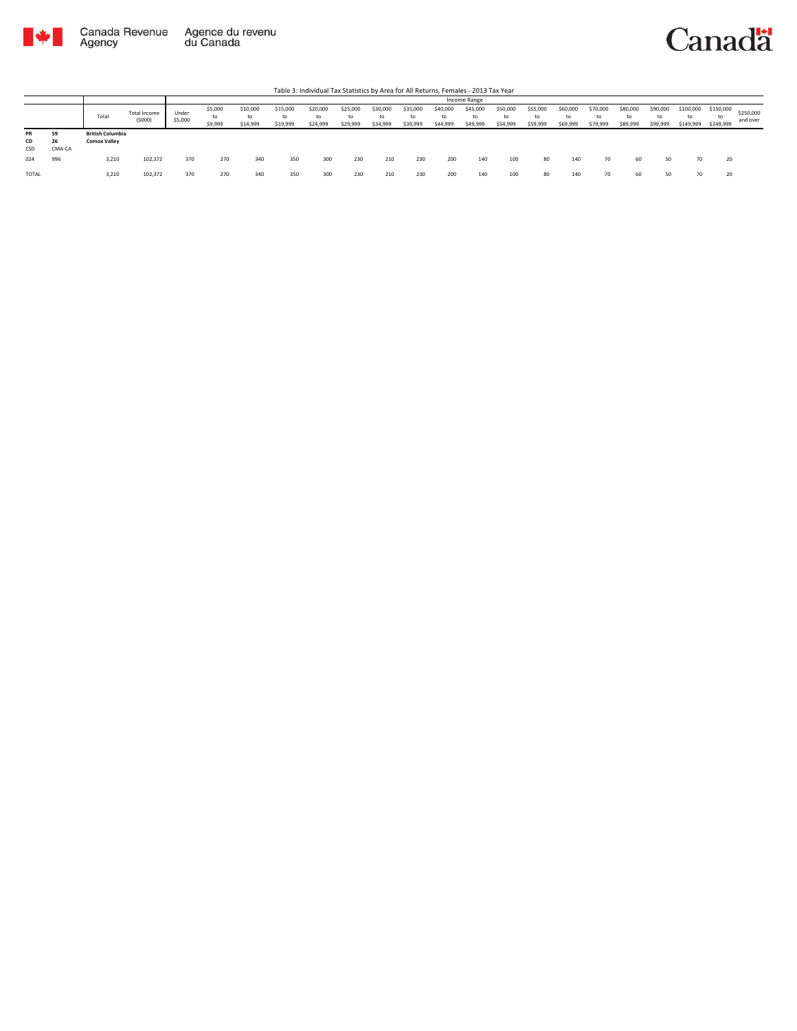Canada Revenue Agency | Agence du revenu du Canada

Table 3: Individual Tax Statistics by Area for All Returns, Females - 2013 Tax Year

| | | Total | Total Income ($000) | Income Range | | | | | | | | | | | | | | | | | | | |
|---|---|---|---|---|---|---|---|---|---|---|---|---|---|---|---|---|---|---|---|---|---|---|---|
| | | | | Under $5,000 | $5,000 to $9,999 | $10,000 to $14,999 | $15,000 to $19,999 | $20,000 to $24,999 | $25,000 to $29,999 | $30,000 to $34,999 | $35,000 to $39,999 | $40,000 to $44,999 | $45,000 to $49,999 | $50,000 to $54,999 | $55,000 to $59,999 | $60,000 to $69,999 | $70,000 to $79,999 | $80,000 to $89,999 | $90,000 to $99,999 | $100,000 to $149,999 | $150,000 to $249,999 | $250,000 and over |
| **PR** | **59** | **British Columbia** | | | | | | | | | | | | | | | | | | | | |
| **CD** | **26** | **Comox Valley** | | | | | | | | | | | | | | | | | | | | |
| CSD | CMA-CA | | | | | | | | | | | | | | | | | | | | | |
| 024 | 996 | 3,210 | 102,372 | 370 | 270 | 340 | 350 | 300 | 230 | 210 | 230 | 200 | 140 | 100 | 80 | 140 | 70 | 60 | 50 | 70 | 20 | |
| TOTAL | | 3,210 | 102,372 | 370 | 270 | 340 | 350 | 300 | 230 | 210 | 230 | 200 | 140 | 100 | 80 | 140 | 70 | 60 | 50 | 70 | 20 | |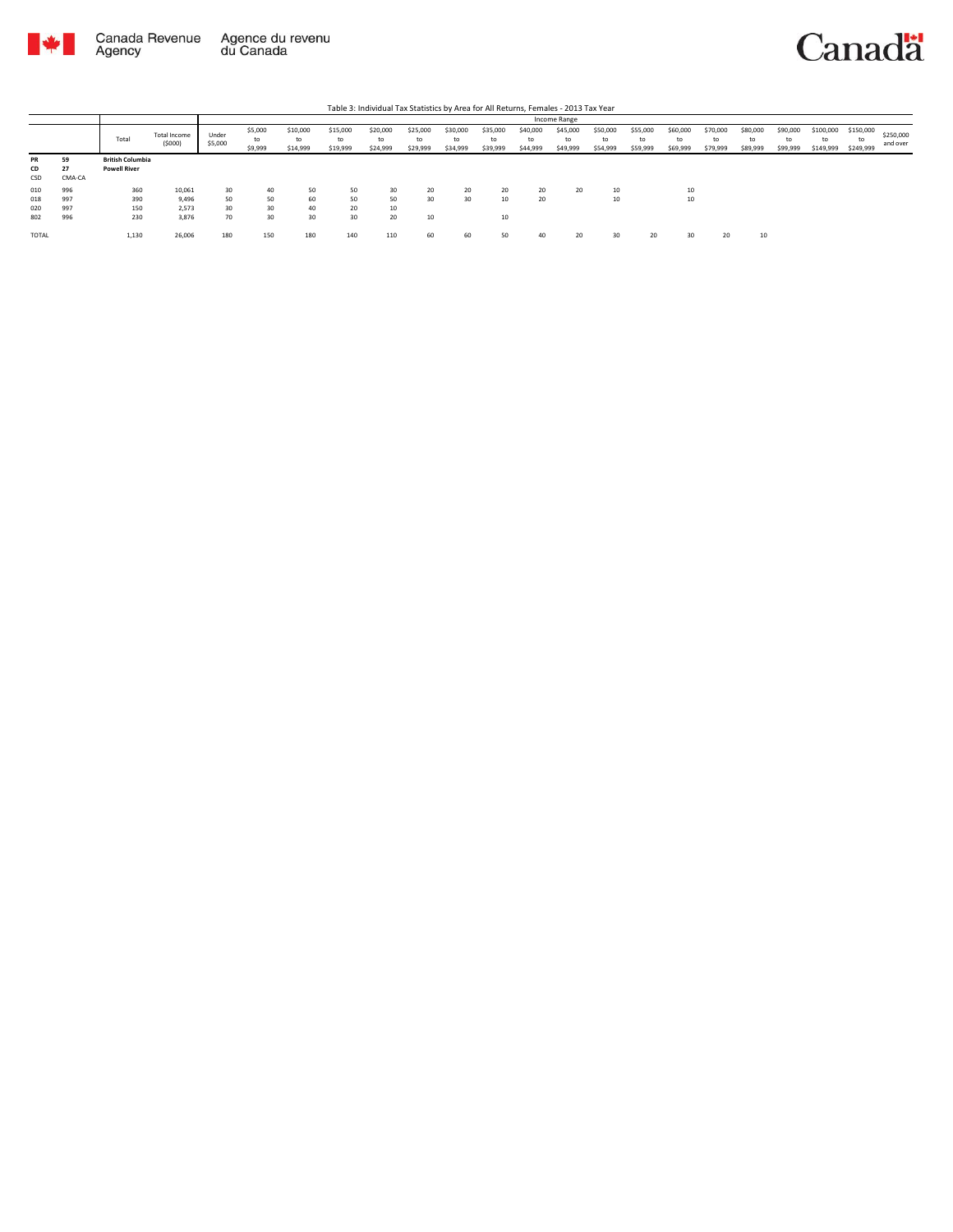Table 3: Individual Tax Statistics by Area for All Returns, Females - 2013 Tax Year

| | | Total | Total Income ($000) | Income Range | | | | | | | | | | | | | | | | | | |
|---|---|---|---|---|---|---|---|---|---|---|---|---|---|---|---|---|---|---|---|---|---|---|
| | | | | Under $5,000 | $5,000 to $9,999 | $10,000 to $14,999 | $15,000 to $19,999 | $20,000 to $24,999 | $25,000 to $29,999 | $30,000 to $34,999 | $35,000 to $39,999 | $40,000 to $44,999 | $45,000 to $49,999 | $50,000 to $54,999 | $55,000 to $59,999 | $60,000 to $69,999 | $70,000 to $79,999 | $80,000 to $89,999 | $90,000 to $99,999 | $100,000 to $149,999 | $150,000 to $249,999 | $250,000 and over |
| **PR** | **59** | **British Columbia** | | | | | | | | | | | | | | | | | | | | |
| **CD** | **27** | **Powell River** | | | | | | | | | | | | | | | | | | | | |
| CSD | CMA-CA | | | | | | | | | | | | | | | | | | | | | |
| 010 | 996 | 360 | 10,061 | 30 | 40 | 50 | 50 | 30 | 20 | 20 | 20 | 20 | 20 | 10 | | 10 | | | | | | |
| 018 | 997 | 390 | 9,496 | 50 | 50 | 60 | 50 | 50 | 30 | 30 | 10 | 20 | | 10 | | 10 | | | | | | |
| 020 | 997 | 150 | 2,573 | 30 | 30 | 40 | 20 | 10 | | | | | | | | | | | | | | |
| 802 | 996 | 230 | 3,876 | 70 | 30 | 30 | 30 | 20 | 10 | | 10 | | | | | | | | | | | |
| TOTAL | | 1,130 | 26,006 | 180 | 150 | 180 | 140 | 110 | 60 | 60 | 50 | 40 | 20 | 30 | 20 | 30 | 20 | 10 | | | | |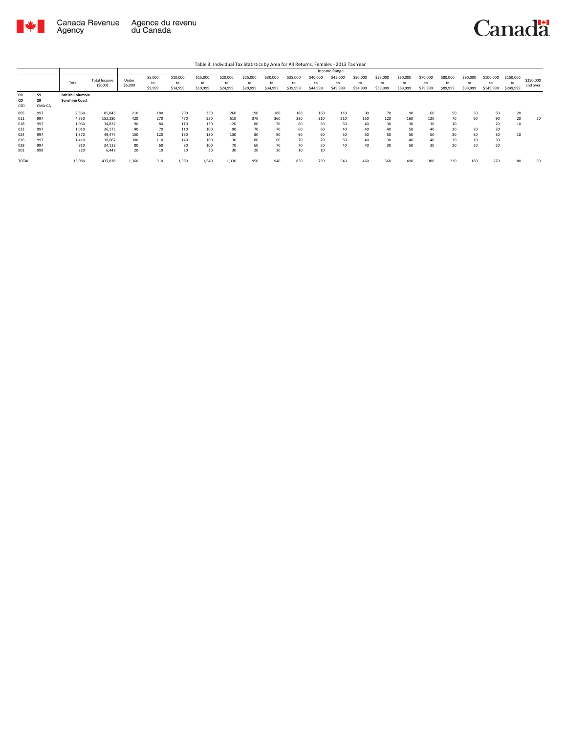Table 3: Individual Tax Statistics by Area for All Returns, Females - 2013 Tax Year

| | | Total | Total Income ($000) | Income Range | | | | | | | | | | | | | | | | | | |
|---|---|---|---|---|---|---|---|---|---|---|---|---|---|---|---|---|---|---|---|---|---|---|
| | | | | Under $5,000 | $5,000 to $9,999 | $10,000 to $14,999 | $15,000 to $19,999 | $20,000 to $24,999 | $25,000 to $29,999 | $30,000 to $34,999 | $35,000 to $39,999 | $40,000 to $44,999 | $45,000 to $49,999 | $50,000 to $54,999 | $55,000 to $59,999 | $60,000 to $69,999 | $70,000 to $79,999 | $80,000 to $89,999 | $90,000 to $99,999 | $100,000 to $149,999 | $150,000 to $249,999 | $250,000 and over |
| PR<br>CD<br>CSD | 59<br>29<br>CMA-CA | **British Columbia**<br>**Sunshine Coast** | | | | | | | | | | | | | | | | | | | | |
| 005 | 997 | 2,560 | 85,843 | 210 | 180 | 290 | 330 | 260 | 190 | 180 | 180 | 160 | 110 | 90 | 70 | 90 | 60 | 50 | 30 | 50 | 20 | |
| 011 | 997 | 4,550 | 152,280 | 420 | 270 | 470 | 550 | 510 | 370 | 360 | 280 | 310 | 210 | 150 | 120 | 160 | 120 | 70 | 60 | 90 | 20 | 20 |
| 018 | 997 | 1,060 | 34,837 | 90 | 80 | 110 | 130 | 120 | 80 | 70 | 80 | 60 | 50 | 40 | 30 | 30 | 30 | 10 | | 20 | 10 | |
| 022 | 997 | 1,010 | 36,175 | 90 | 70 | 110 | 100 | 90 | 70 | 70 | 60 | 60 | 40 | 40 | 40 | 50 | 40 | 30 | 20 | 20 | | |
| 024 | 997 | 1,370 | 49,477 | 150 | 120 | 160 | 130 | 130 | 80 | 90 | 90 | 60 | 50 | 50 | 50 | 50 | 50 | 30 | 30 | 30 | 10 | |
| 026 | 997 | 1,410 | 38,667 | 300 | 110 | 140 | 160 | 130 | 80 | 60 | 70 | 70 | 50 | 40 | 30 | 40 | 40 | 30 | 10 | 30 | | |
| 028 | 997 | 910 | 34,112 | 80 | 60 | 80 | 100 | 70 | 60 | 70 | 70 | 50 | 40 | 40 | 30 | 50 | 30 | 20 | 20 | 20 | | |
| 803 | 998 | 220 | 6,448 | 20 | 10 | 20 | 30 | 30 | 20 | 20 | 10 | 10 | | | | | | | | | | |
| TOTAL | | 13,080 | 437,838 | 1,360 | 910 | 1,380 | 1,540 | 1,330 | 950 | 940 | 850 | 790 | 540 | 460 | 360 | 490 | 380 | 230 | 180 | 270 | 80 | 50 |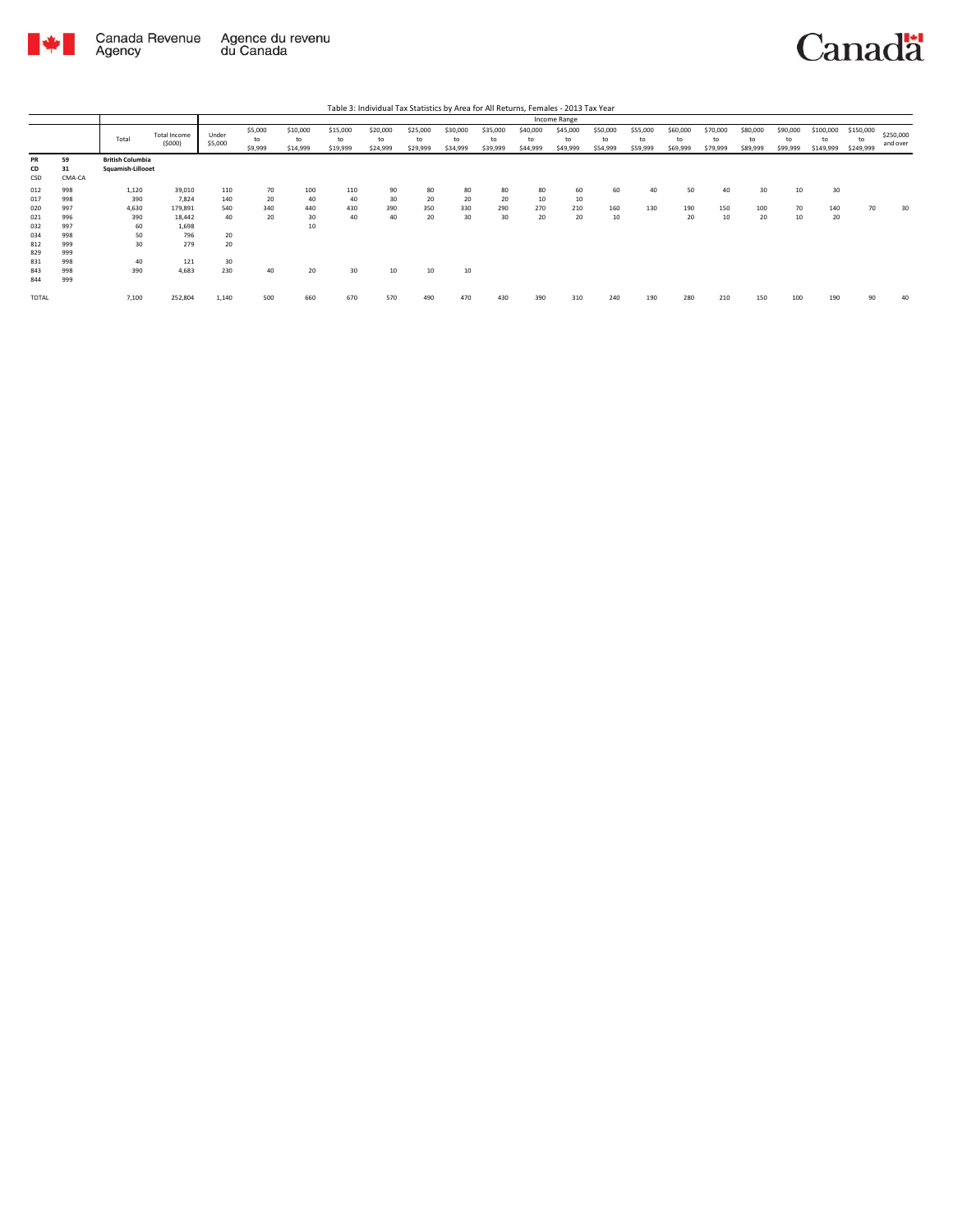Table 3: Individual Tax Statistics by Area for All Returns, Females - 2013 Tax Year

| | | Total | Total Income ($000) | Income Range | | | | | | | | | | | | | | | | | | | | |
|---|---|---|---|---|---|---|---|---|---|---|---|---|---|---|---|---|---|---|---|---|---|---|---|---|
| | | | | Under $5,000 | $5,000 to $9,999 | $10,000 to $14,999 | $15,000 to $19,999 | $20,000 to $24,999 | $25,000 to $29,999 | $30,000 to $34,999 | $35,000 to $39,999 | $40,000 to $44,999 | $45,000 to $49,999 | $50,000 to $54,999 | $55,000 to $59,999 | $60,000 to $69,999 | $70,000 to $79,999 | $80,000 to $89,999 | $90,000 to $99,999 | $100,000 to $149,999 | $150,000 to $249,999 | $250,000 and over |
| **PR** | **59** | **British Columbia** | | | | | | | | | | | | | | | | | | | | |
| **CD** | **31** | **Squamish-Lillooet** | | | | | | | | | | | | | | | | | | | | |
| CSD | CMA-CA | | | | | | | | | | | | | | | | | | | | | |
| 012 | 998 | 1,120 | 39,010 | 110 | 70 | 100 | 110 | 90 | 80 | 80 | 80 | 80 | 60 | 60 | 40 | 50 | 40 | 30 | 10 | 30 | | |
| 017 | 998 | 390 | 7,824 | 140 | 20 | 40 | 40 | 30 | 20 | 20 | 20 | 10 | 10 | | | | | | | | | |
| 020 | 997 | 4,630 | 179,891 | 540 | 340 | 440 | 430 | 390 | 350 | 330 | 290 | 270 | 210 | 160 | 130 | 190 | 150 | 100 | 70 | 140 | 70 | 30 |
| 021 | 996 | 390 | 18,442 | 40 | 20 | 30 | 40 | 40 | 20 | 30 | 30 | 20 | 20 | 10 | | 20 | 10 | 20 | 10 | 20 | | |
| 032 | 997 | 60 | 1,698 | | | 10 | | | | | | | | | | | | | | | | |
| 034 | 998 | 50 | 796 | 20 | | | | | | | | | | | | | | | | | | |
| 812 | 999 | 30 | 279 | 20 | | | | | | | | | | | | | | | | | | |
| 829 | 999 | | | | | | | | | | | | | | | | | | | | | |
| 831 | 998 | 40 | 121 | 30 | | | | | | | | | | | | | | | | | | |
| 843 | 998 | 390 | 4,683 | 230 | 40 | 20 | 30 | 10 | 10 | 10 | | | | | | | | | | | | |
| 844 | 999 | | | | | | | | | | | | | | | | | | | | | |
| TOTAL | | 7,100 | 252,804 | 1,140 | 500 | 660 | 670 | 570 | 490 | 470 | 430 | 390 | 310 | 240 | 190 | 280 | 210 | 150 | 100 | 190 | 90 | 40 |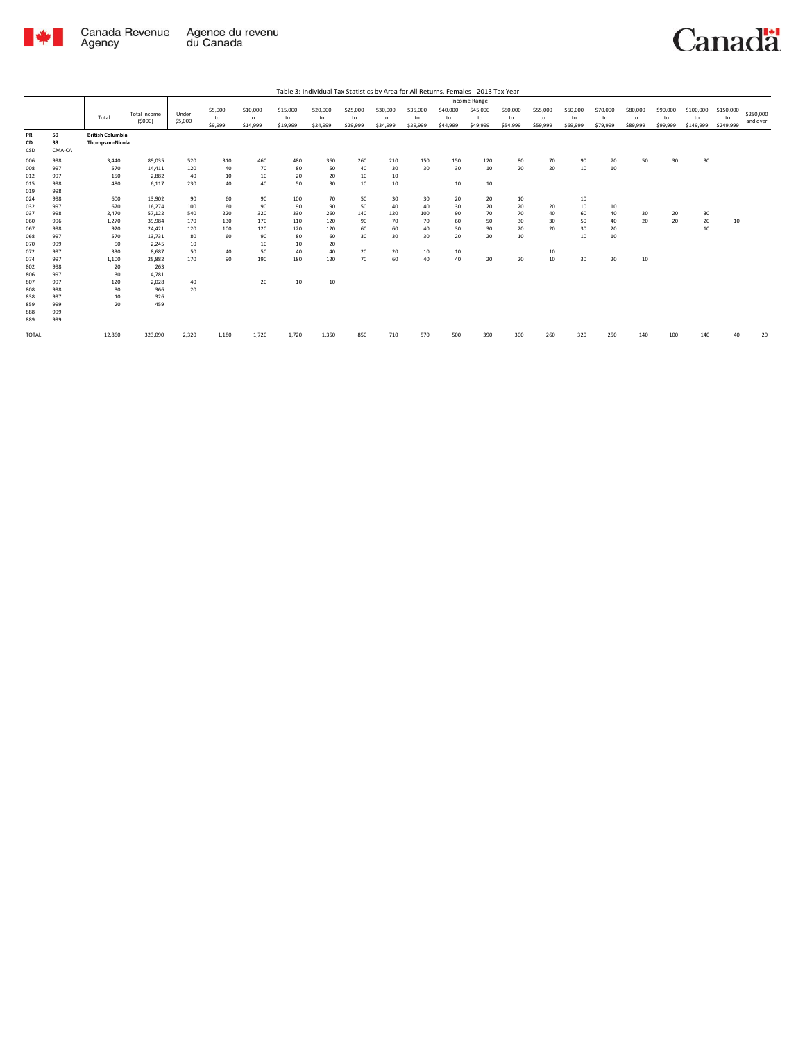Table 3: Individual Tax Statistics by Area for All Returns, Females - 2013 Tax Year

| | | Total | Total Income ($000) | Income Range | | | | | | | | | | | | | | | | | | | |
|---|---|---|---|---|---|---|---|---|---|---|---|---|---|---|---|---|---|---|---|---|---|---|---|
| | | | | Under $5,000 | $5,000 to $9,999 | $10,000 to $14,999 | $15,000 to $19,999 | $20,000 to $24,999 | $25,000 to $29,999 | $30,000 to $34,999 | $35,000 to $39,999 | $40,000 to $44,999 | $45,000 to $49,999 | $50,000 to $54,999 | $55,000 to $59,999 | $60,000 to $69,999 | $70,000 to $79,999 | $80,000 to $89,999 | $90,000 to $99,999 | $100,000 to $149,999 | $150,000 to $249,999 | $250,000 and over |
| **PR** | **59** | **British Columbia** | | | | | | | | | | | | | | | | | | | | |
| **CD** | **33** | **Thompson-Nicola** | | | | | | | | | | | | | | | | | | | | |
| **CSD** | **CMA-CA** | | | | | | | | | | | | | | | | | | | | | |
| 006 | 998 | 3,440 | 89,035 | 520 | 310 | 460 | 480 | 360 | 260 | 210 | 150 | 150 | 120 | 80 | 70 | 90 | 70 | 50 | 30 | 30 | | |
| 008 | 997 | 570 | 14,411 | 120 | 40 | 70 | 80 | 50 | 40 | 30 | 30 | 30 | 10 | 20 | 20 | 10 | 10 | | | | | |
| 012 | 997 | 150 | 2,882 | 40 | 10 | 10 | 20 | 20 | 10 | 10 | | | | | | | | | | | | |
| 015 | 998 | 480 | 6,117 | 230 | 40 | 40 | 50 | 30 | 10 | 10 | | 10 | 10 | | | | | | | | | |
| 019 | 998 | | | | | | | | | | | | | | | | | | | | | |
| 024 | 998 | 600 | 13,902 | 90 | 60 | 90 | 100 | 70 | 50 | 30 | 30 | 20 | 20 | 10 | | 10 | | | | | | |
| 032 | 997 | 670 | 16,274 | 100 | 60 | 90 | 90 | 90 | 50 | 40 | 40 | 30 | 20 | 20 | 20 | 10 | 10 | | | | | |
| 037 | 998 | 2,470 | 57,122 | 540 | 220 | 320 | 330 | 260 | 140 | 120 | 100 | 90 | 70 | 70 | 40 | 60 | 40 | 30 | 20 | 30 | | |
| 060 | 996 | 1,270 | 39,984 | 170 | 130 | 170 | 110 | 120 | 90 | 70 | 70 | 60 | 50 | 30 | 30 | 50 | 40 | 20 | 20 | 20 | 10 | |
| 067 | 998 | 920 | 24,421 | 120 | 100 | 120 | 120 | 120 | 60 | 60 | 40 | 30 | 30 | 20 | 20 | 30 | 20 | | | 10 | | |
| 068 | 997 | 570 | 13,731 | 80 | 60 | 90 | 80 | 60 | 30 | 30 | 30 | 20 | 20 | 10 | | 10 | 10 | | | | | |
| 070 | 999 | 90 | 2,245 | 10 | | 10 | 10 | 20 | | | | | | | | | | | | | | |
| 072 | 997 | 330 | 8,687 | 50 | 40 | 50 | 40 | 40 | 20 | 20 | 10 | 10 | | | 10 | | | | | | | |
| 074 | 997 | 1,100 | 25,882 | 170 | 90 | 190 | 180 | 120 | 70 | 60 | 40 | 40 | 20 | 20 | 10 | 30 | 20 | 10 | | | | |
| 802 | 998 | 20 | 263 | | | | | | | | | | | | | | | | | | | |
| 806 | 997 | 30 | 4,781 | | | | | | | | | | | | | | | | | | | |
| 807 | 997 | 120 | 2,028 | 40 | | 20 | 10 | 10 | | | | | | | | | | | | | | |
| 808 | 998 | 30 | 366 | 20 | | | | | | | | | | | | | | | | | | |
| 838 | 997 | 10 | 326 | | | | | | | | | | | | | | | | | | | |
| 859 | 999 | 20 | 459 | | | | | | | | | | | | | | | | | | | |
| 888 | 999 | | | | | | | | | | | | | | | | | | | | | |
| 889 | 999 | | | | | | | | | | | | | | | | | | | | | |
| TOTAL | | 12,860 | 323,090 | 2,320 | 1,180 | 1,720 | 1,720 | 1,350 | 850 | 710 | 570 | 500 | 390 | 300 | 260 | 320 | 250 | 140 | 100 | 140 | 40 | 20 |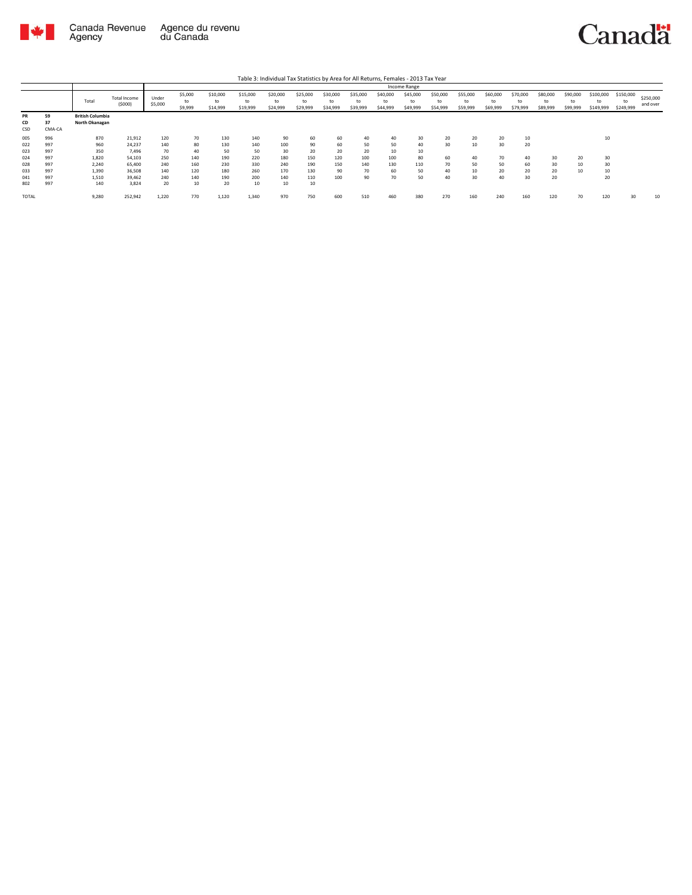Table 3: Individual Tax Statistics by Area for All Returns, Females - 2013 Tax Year

| | | Total | Total Income ($000) | Income Range | | | | | | | | | | | | | | | | | | |
|---|---|---|---|---|---|---|---|---|---|---|---|---|---|---|---|---|---|---|---|---|---|---|
| | | | | Under $5,000 | $5,000 to $9,999 | $10,000 to $14,999 | $15,000 to $19,999 | $20,000 to $24,999 | $25,000 to $29,999 | $30,000 to $34,999 | $35,000 to $39,999 | $40,000 to $44,999 | $45,000 to $49,999 | $50,000 to $54,999 | $55,000 to $59,999 | $60,000 to $69,999 | $70,000 to $79,999 | $80,000 to $89,999 | $90,000 to $99,999 | $100,000 to $149,999 | $150,000 to $249,999 | $250,000 and over |
| **PR** | **59** | **British Columbia** | | | | | | | | | | | | | | | | | | | | |
| **CD** | **37** | **North Okanagan** | | | | | | | | | | | | | | | | | | | | |
| CSD | CMA-CA | | | | | | | | | | | | | | | | | | | | | |
| 005 | 996 | 870 | 21,912 | 120 | 70 | 130 | 140 | 90 | 60 | 60 | 40 | 40 | 30 | 20 | 20 | 20 | 10 | | | 10 | | |
| 022 | 997 | 960 | 24,237 | 140 | 80 | 130 | 140 | 100 | 90 | 60 | 50 | 50 | 40 | 30 | 10 | 30 | 20 | | | | | |
| 023 | 997 | 350 | 7,496 | 70 | 40 | 50 | 50 | 30 | 20 | 20 | 20 | 10 | 10 | | | | | | | | | |
| 024 | 997 | 1,820 | 54,103 | 250 | 140 | 190 | 220 | 180 | 150 | 120 | 100 | 100 | 80 | 60 | 40 | 70 | 40 | 30 | 20 | 30 | | |
| 028 | 997 | 2,240 | 65,400 | 240 | 160 | 230 | 330 | 240 | 190 | 150 | 140 | 130 | 110 | 70 | 50 | 50 | 60 | 30 | 10 | 30 | | |
| 033 | 997 | 1,390 | 36,508 | 140 | 120 | 180 | 260 | 170 | 130 | 90 | 70 | 60 | 50 | 40 | 10 | 20 | 20 | 20 | 10 | 10 | | |
| 041 | 997 | 1,510 | 39,462 | 240 | 140 | 190 | 200 | 140 | 110 | 100 | 90 | 70 | 50 | 40 | 30 | 40 | 30 | 20 | | 20 | | |
| 802 | 997 | 140 | 3,824 | 20 | 10 | 20 | 10 | 10 | 10 | | | | | | | | | | | | | |
| TOTAL | | 9,280 | 252,942 | 1,220 | 770 | 1,120 | 1,340 | 970 | 750 | 600 | 510 | 460 | 380 | 270 | 160 | 240 | 160 | 120 | 70 | 120 | 30 | 10 |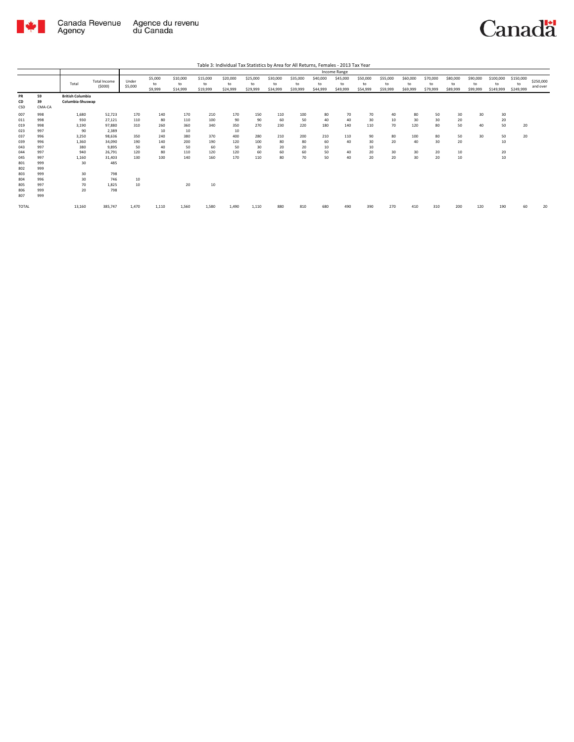Table 3: Individual Tax Statistics by Area for All Returns, Females - 2013 Tax Year

| | | Total | Total Income ($000) | Income Range | | | | | | | | | | | | | | | | | | |
|---|---|---|---|---|---|---|---|---|---|---|---|---|---|---|---|---|---|---|---|---|---|---|
| | | | | Under $5,000 | $5,000 to $9,999 | $10,000 to $14,999 | $15,000 to $19,999 | $20,000 to $24,999 | $25,000 to $29,999 | $30,000 to $34,999 | $35,000 to $39,999 | $40,000 to $44,999 | $45,000 to $49,999 | $50,000 to $54,999 | $55,000 to $59,999 | $60,000 to $69,999 | $70,000 to $79,999 | $80,000 to $89,999 | $90,000 to $99,999 | $100,000 to $149,999 | $150,000 to $249,999 | $250,000 and over |
| PR | 59 | British Columbia | | | | | | | | | | | | | | | | | | | | |
| CD | 39 | Columbia-Shuswap | | | | | | | | | | | | | | | | | | | | |
| CSD | CMA-CA | | | | | | | | | | | | | | | | | | | | | |
| 007 | 998 | 1,680 | 52,723 | 170 | 140 | 170 | 210 | 170 | 150 | 110 | 100 | 80 | 70 | 70 | 40 | 80 | 50 | 30 | 30 | 30 | | |
| 011 | 998 | 930 | 27,121 | 110 | 80 | 110 | 100 | 90 | 90 | 60 | 50 | 40 | 40 | 30 | 10 | 30 | 30 | 20 | | 20 | | |
| 019 | 998 | 3,190 | 97,880 | 310 | 260 | 360 | 340 | 350 | 270 | 230 | 220 | 180 | 140 | 110 | 70 | 120 | 80 | 50 | 40 | 50 | 20 | |
| 023 | 997 | 90 | 2,389 | | 10 | 10 | | 10 | | | | | | | | | | | | | | |
| 037 | 996 | 3,250 | 98,636 | 350 | 240 | 380 | 370 | 400 | 280 | 210 | 200 | 210 | 110 | 90 | 80 | 100 | 80 | 50 | 30 | 50 | 20 | |
| 039 | 996 | 1,360 | 34,090 | 190 | 140 | 200 | 190 | 120 | 100 | 80 | 80 | 60 | 40 | 30 | 20 | 40 | 30 | 20 | | 10 | | |
| 043 | 997 | 380 | 9,895 | 50 | 40 | 50 | 60 | 50 | 30 | 20 | 20 | 10 | | 10 | | | | | | | | |
| 044 | 997 | 940 | 26,791 | 120 | 80 | 110 | 120 | 120 | 60 | 60 | 60 | 50 | 40 | 20 | 30 | 30 | 20 | 10 | | 20 | | |
| 045 | 997 | 1,160 | 31,403 | 130 | 100 | 140 | 160 | 170 | 110 | 80 | 70 | 50 | 40 | 20 | 20 | 30 | 20 | 10 | | 10 | | |
| 801 | 999 | 30 | 485 | | | | | | | | | | | | | | | | | | | |
| 802 | 999 | | | | | | | | | | | | | | | | | | | | | |
| 803 | 999 | 30 | 798 | | | | | | | | | | | | | | | | | | | |
| 804 | 996 | 30 | 746 | 10 | | | | | | | | | | | | | | | | | | |
| 805 | 997 | 70 | 1,825 | 10 | | 20 | 10 | | | | | | | | | | | | | | | |
| 806 | 999 | 20 | 798 | | | | | | | | | | | | | | | | | | | |
| 807 | 999 | | | | | | | | | | | | | | | | | | | | | |
| TOTAL | | 13,160 | 385,747 | 1,470 | 1,110 | 1,560 | 1,580 | 1,490 | 1,110 | 880 | 810 | 680 | 490 | 390 | 270 | 410 | 310 | 200 | 120 | 190 | 60 | 20 |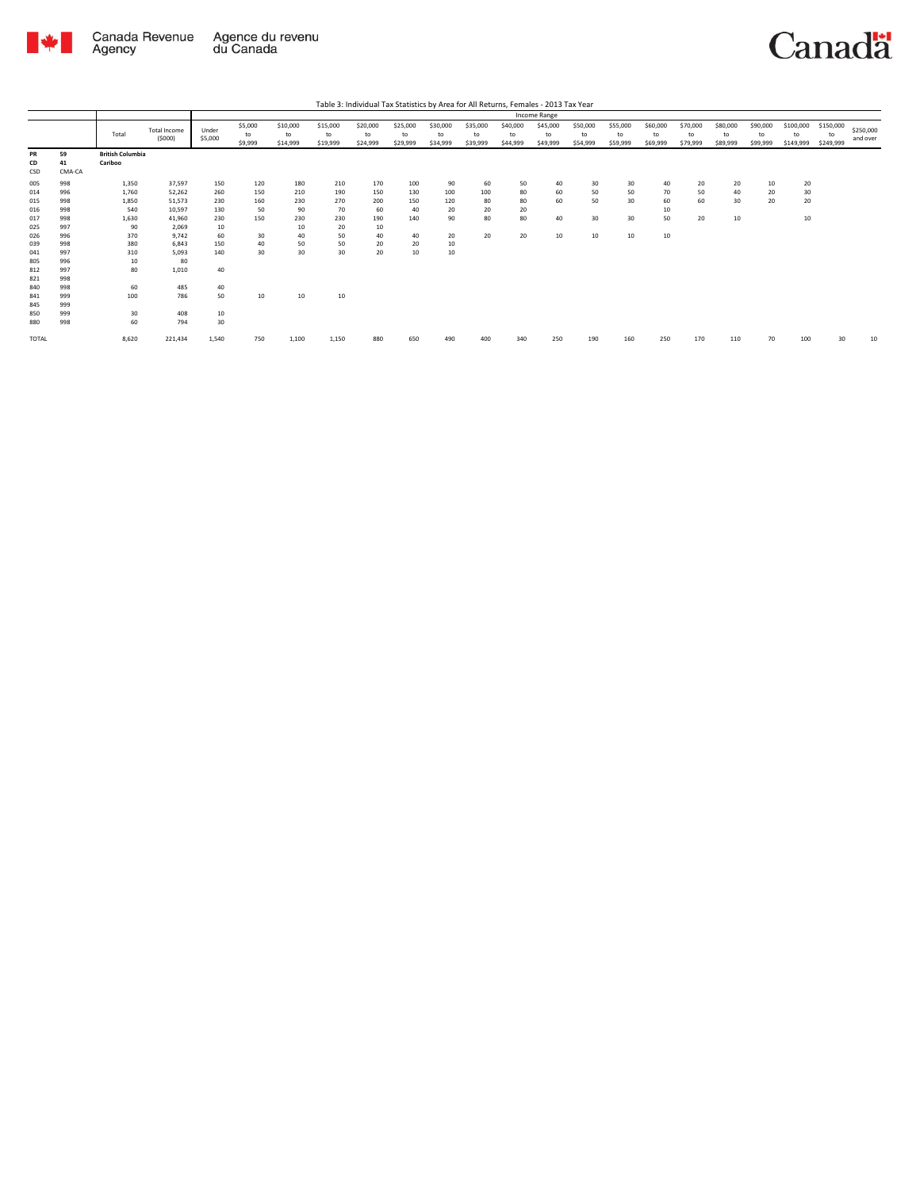Table 3: Individual Tax Statistics by Area for All Returns, Females - 2013 Tax Year

| | | Total | Total Income ($000) | Income Range | | | | | | | | | | | | | | | | | | |
|---|---|---|---|---|---|---|---|---|---|---|---|---|---|---|---|---|---|---|---|---|---|---|
| | | | | Under $5,000 | $5,000 to $9,999 | $10,000 to $14,999 | $15,000 to $19,999 | $20,000 to $24,999 | $25,000 to $29,999 | $30,000 to $34,999 | $35,000 to $39,999 | $40,000 to $44,999 | $45,000 to $49,999 | $50,000 to $54,999 | $55,000 to $59,999 | $60,000 to $69,999 | $70,000 to $79,999 | $80,000 to $89,999 | $90,000 to $99,999 | $100,000 to $149,999 | $150,000 to $249,999 | $250,000 and over |
| PR | 59 | British Columbia | | | | | | | | | | | | | | | | | | | | |
| CD | 41 | Cariboo | | | | | | | | | | | | | | | | | | | | |
| CSD | CMA-CA | | | | | | | | | | | | | | | | | | | | | |
| 005 | 998 | 1,350 | 37,597 | 150 | 120 | 180 | 210 | 170 | 100 | 90 | 60 | 50 | 40 | 30 | 30 | 40 | 20 | 20 | 10 | 20 | | |
| 014 | 996 | 1,760 | 52,262 | 260 | 150 | 210 | 190 | 150 | 130 | 100 | 100 | 80 | 60 | 50 | 50 | 70 | 50 | 40 | 20 | 30 | | |
| 015 | 998 | 1,850 | 51,573 | 230 | 160 | 230 | 270 | 200 | 150 | 120 | 80 | 80 | 60 | 50 | 30 | 60 | 60 | 30 | 20 | 20 | | |
| 016 | 998 | 540 | 10,597 | 130 | 50 | 90 | 70 | 60 | 40 | 20 | 20 | 20 | | | | 10 | | | | | | |
| 017 | 998 | 1,630 | 41,960 | 230 | 150 | 230 | 230 | 190 | 140 | 90 | 80 | 80 | 40 | 30 | 30 | 50 | 20 | 10 | | 10 | | |
| 025 | 997 | 90 | 2,069 | 10 | | 10 | 20 | 10 | | | | | | | | | | | | | | |
| 026 | 996 | 370 | 9,742 | 60 | 30 | 40 | 50 | 40 | 40 | 20 | 20 | 20 | 10 | 10 | 10 | 10 | | | | | | |
| 039 | 998 | 380 | 6,843 | 150 | 40 | 50 | 50 | 20 | 20 | 10 | | | | | | | | | | | | |
| 041 | 997 | 310 | 5,093 | 140 | 30 | 30 | 30 | 20 | 10 | 10 | | | | | | | | | | | | |
| 805 | 996 | 10 | 80 | | | | | | | | | | | | | | | | | | | |
| 812 | 997 | 80 | 1,010 | 40 | | | | | | | | | | | | | | | | | | |
| 821 | 998 | | | | | | | | | | | | | | | | | | | | | |
| 840 | 998 | 60 | 485 | 40 | | | | | | | | | | | | | | | | | | |
| 841 | 999 | 100 | 786 | 50 | 10 | 10 | 10 | | | | | | | | | | | | | | | |
| 845 | 999 | | | | | | | | | | | | | | | | | | | | | |
| 850 | 999 | 30 | 408 | 10 | | | | | | | | | | | | | | | | | | |
| 880 | 998 | 60 | 794 | 30 | | | | | | | | | | | | | | | | | | |
| TOTAL | | 8,620 | 221,434 | 1,540 | 750 | 1,100 | 1,150 | 880 | 650 | 490 | 400 | 340 | 250 | 190 | 160 | 250 | 170 | 110 | 70 | 100 | 30 | 10 |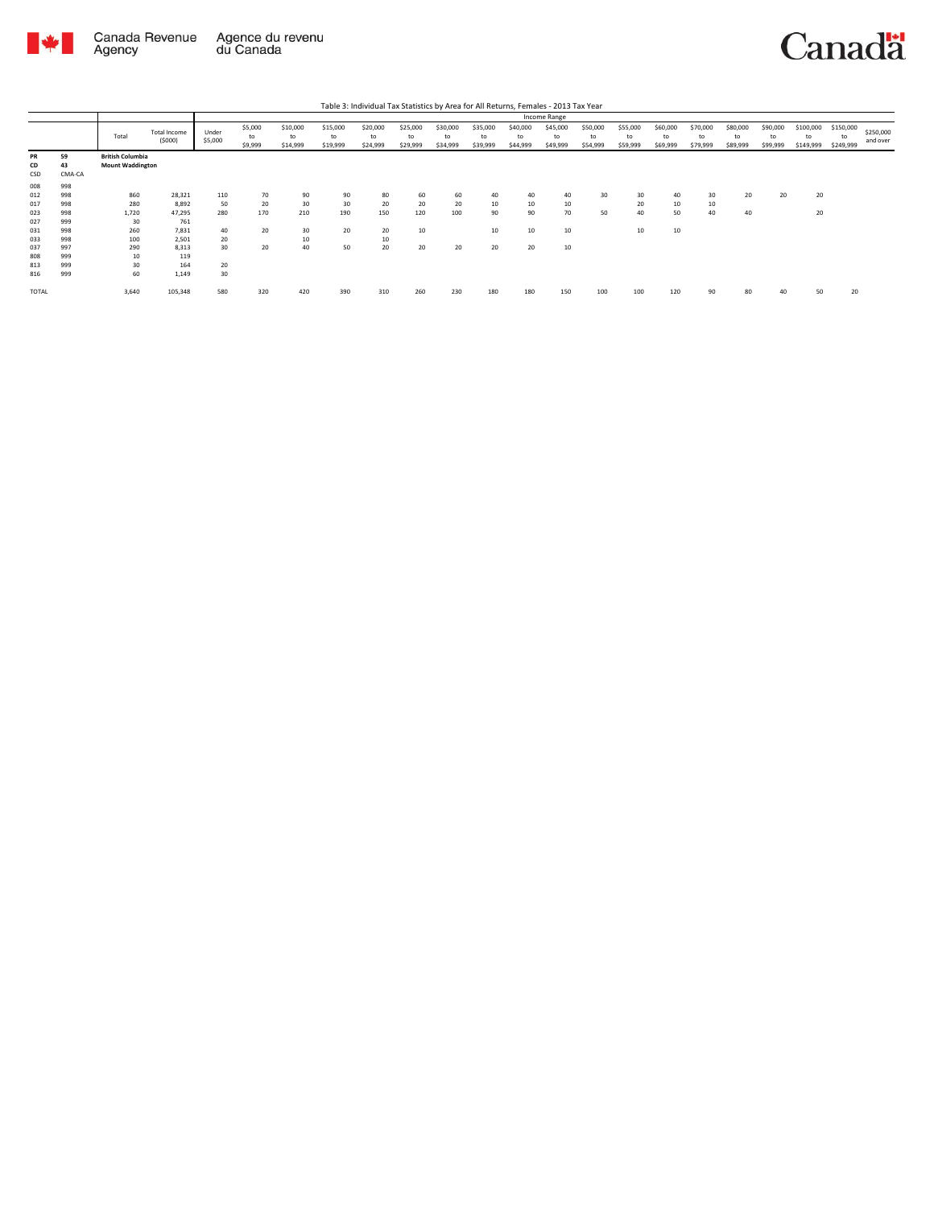Table 3: Individual Tax Statistics by Area for All Returns, Females - 2013 Tax Year

| | | Total | Total Income ($000) | Income Range | | | | | | | | | | | | | | | | | | | |
|---|---|---|---|---|---|---|---|---|---|---|---|---|---|---|---|---|---|---|---|---|---|---|---|
| | | | | Under $5,000 | $5,000 to $9,999 | $10,000 to $14,999 | $15,000 to $19,999 | $20,000 to $24,999 | $25,000 to $29,999 | $30,000 to $34,999 | $35,000 to $39,999 | $40,000 to $44,999 | $45,000 to $49,999 | $50,000 to $54,999 | $55,000 to $59,999 | $60,000 to $69,999 | $70,000 to $79,999 | $80,000 to $89,999 | $90,000 to $99,999 | $100,000 to $149,999 | $150,000 to $249,999 | $250,000 and over |
| **PR** | **59** | **British Columbia** | | | | | | | | | | | | | | | | | | | | |
| **CD** | **43** | **Mount Waddington** | | | | | | | | | | | | | | | | | | | | |
| CSD | CMA-CA | | | | | | | | | | | | | | | | | | | | | |
| 008 | 998 | | | | | | | | | | | | | | | | | | | | | |
| 012 | 998 | 860 | 28,321 | 110 | 70 | 90 | 90 | 80 | 60 | 60 | 40 | 40 | 40 | 30 | 30 | 40 | 30 | 20 | 20 | 20 | | |
| 017 | 998 | 280 | 8,892 | 50 | 20 | 30 | 30 | 20 | 20 | 20 | 10 | 10 | 10 | | 20 | 10 | 10 | | | | | |
| 023 | 998 | 1,720 | 47,295 | 280 | 170 | 210 | 190 | 150 | 120 | 100 | 90 | 90 | 70 | 50 | 40 | 50 | 40 | 40 | | 20 | | |
| 027 | 999 | 30 | 761 | | | | | | | | | | | | | | | | | | | |
| 031 | 998 | 260 | 7,831 | 40 | 20 | 30 | 20 | 20 | 10 | | 10 | 10 | 10 | | 10 | 10 | | | | | | |
| 033 | 998 | 100 | 2,501 | 20 | | 10 | | 10 | | | | | | | | | | | | | | |
| 037 | 997 | 290 | 8,313 | 30 | 20 | 40 | 50 | 20 | 20 | 20 | 20 | 20 | 10 | | | | | | | | | |
| 808 | 999 | 10 | 119 | | | | | | | | | | | | | | | | | | | |
| 813 | 999 | 30 | 164 | 20 | | | | | | | | | | | | | | | | | | |
| 816 | 999 | 60 | 1,149 | 30 | | | | | | | | | | | | | | | | | | |
| TOTAL | | 3,640 | 105,348 | 580 | 320 | 420 | 390 | 310 | 260 | 230 | 180 | 180 | 150 | 100 | 100 | 120 | 90 | 80 | 40 | 50 | 20 | |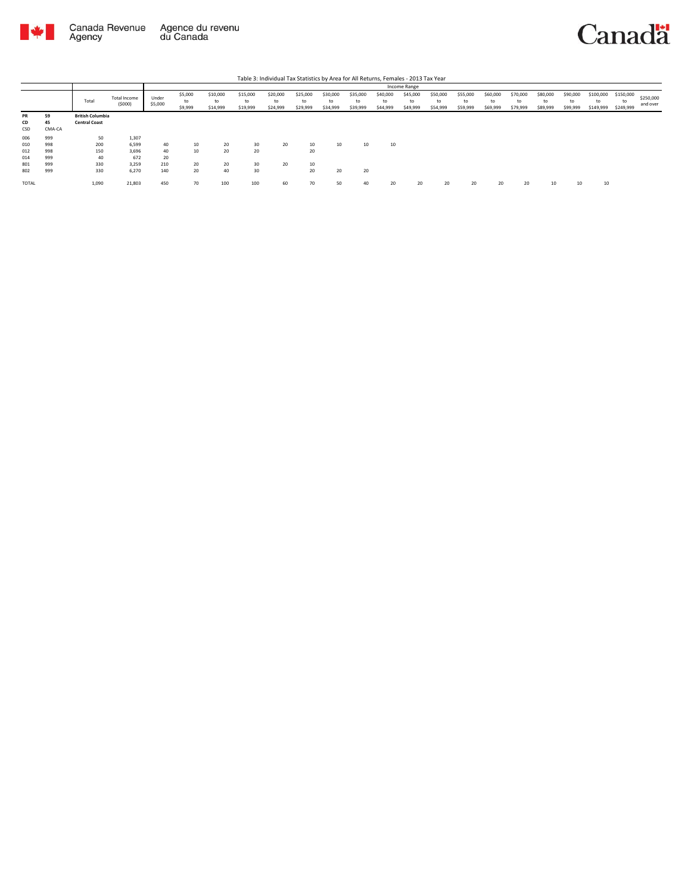Table 3: Individual Tax Statistics by Area for All Returns, Females - 2013 Tax Year

| | | Total | Total Income ($000) | Income Range | | | | | | | | | | | | | | | | | | |
|---|---|---|---|---|---|---|---|---|---|---|---|---|---|---|---|---|---|---|---|---|---|---|
| | | | | Under $5,000 | $5,000 to $9,999 | $10,000 to $14,999 | $15,000 to $19,999 | $20,000 to $24,999 | $25,000 to $29,999 | $30,000 to $34,999 | $35,000 to $39,999 | $40,000 to $44,999 | $45,000 to $49,999 | $50,000 to $54,999 | $55,000 to $59,999 | $60,000 to $69,999 | $70,000 to $79,999 | $80,000 to $89,999 | $90,000 to $99,999 | $100,000 to $149,999 | $150,000 to $249,999 | $250,000 and over |
| **PR** | **59** | **British Columbia** | | | | | | | | | | | | | | | | | | | | |
| **CD** | **45** | **Central Coast** | | | | | | | | | | | | | | | | | | | | |
| CSD | CMA-CA | | | | | | | | | | | | | | | | | | | | | |
| 006 | 999 | 50 | 1,307 | | | | | | | | | | | | | | | | | | | |
| 010 | 998 | 200 | 6,599 | 40 | 10 | 20 | 30 | 20 | 10 | 10 | 10 | 10 | | | | | | | | | | |
| 012 | 998 | 150 | 3,696 | 40 | 10 | 20 | 20 | | 20 | | | | | | | | | | | | | |
| 014 | 999 | 40 | 672 | 20 | | | | | | | | | | | | | | | | | | |
| 801 | 999 | 330 | 3,259 | 210 | 20 | 20 | 30 | 20 | 10 | | | | | | | | | | | | | |
| 802 | 999 | 330 | 6,270 | 140 | 20 | 40 | 30 | | 20 | 20 | 20 | | | | | | | | | | | |
| TOTAL | | 1,090 | 21,803 | 450 | 70 | 100 | 100 | 60 | 70 | 50 | 40 | 20 | 20 | 20 | 20 | 20 | 20 | 10 | 10 | 10 | | |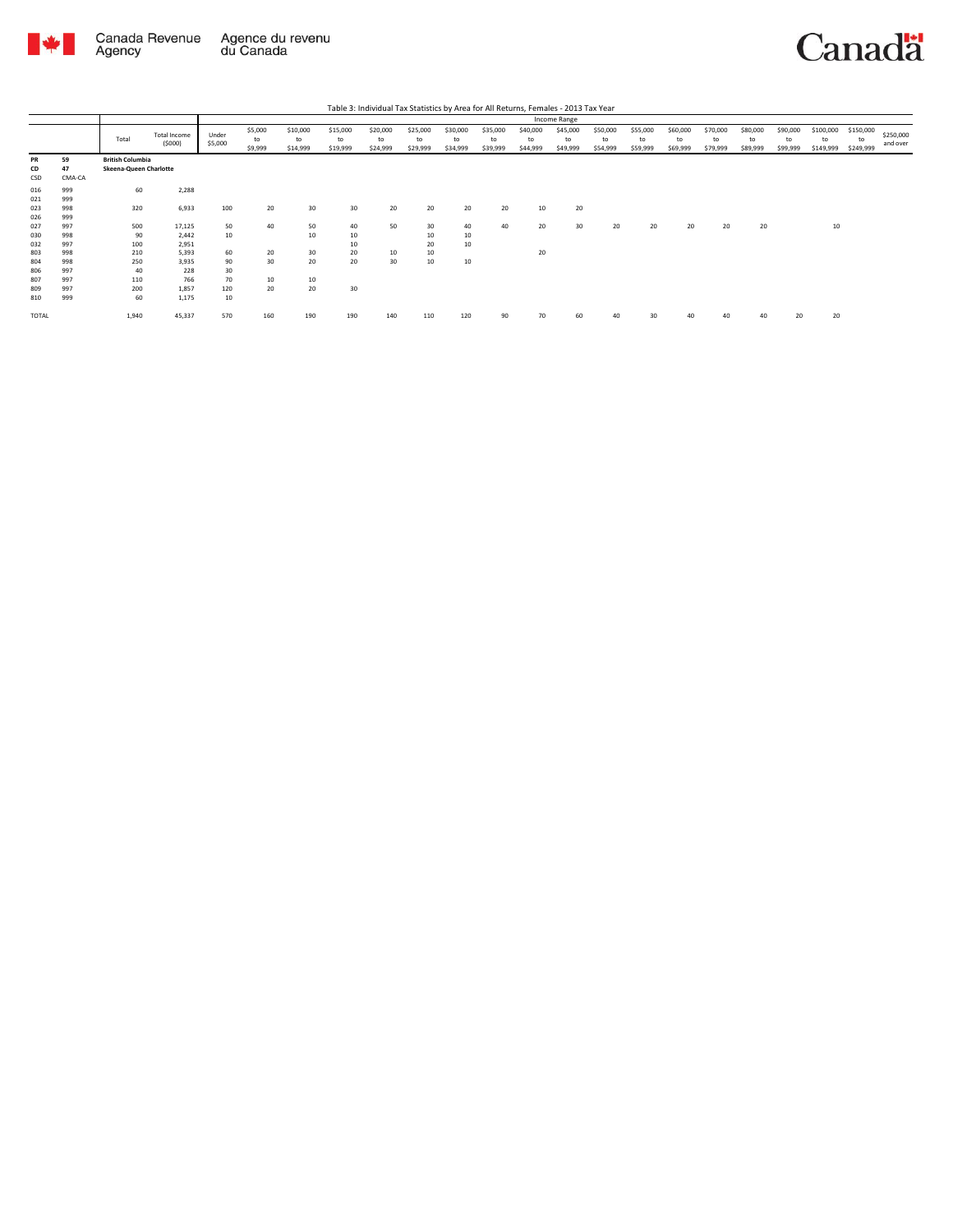Table 3: Individual Tax Statistics by Area for All Returns, Females - 2013 Tax Year

| | | Total | Total Income ($000) | Income Range | | | | | | | | | | | | | | | | | | |
|---|---|---|---|---|---|---|---|---|---|---|---|---|---|---|---|---|---|---|---|---|---|---|
| | | | | Under $5,000 | $5,000 to $9,999 | $10,000 to $14,999 | $15,000 to $19,999 | $20,000 to $24,999 | $25,000 to $29,999 | $30,000 to $34,999 | $35,000 to $39,999 | $40,000 to $44,999 | $45,000 to $49,999 | $50,000 to $54,999 | $55,000 to $59,999 | $60,000 to $69,999 | $70,000 to $79,999 | $80,000 to $89,999 | $90,000 to $99,999 | $100,000 to $149,999 | $150,000 to $249,999 | $250,000 and over |
| **PR** | **59** | **British Columbia** | | | | | | | | | | | | | | | | | | | | |
| **CD** | **47** | **Skeena-Queen Charlotte** | | | | | | | | | | | | | | | | | | | | |
| CSD | CMA-CA | | | | | | | | | | | | | | | | | | | | | |
| 016 | 999 | 60 | 2,288 | | | | | | | | | | | | | | | | | | | |
| 021 | 999 | | | | | | | | | | | | | | | | | | | | | |
| 023 | 998 | 320 | 6,933 | 100 | 20 | 30 | 30 | 20 | 20 | 20 | 20 | 10 | 20 | | | | | | | | | |
| 026 | 999 | | | | | | | | | | | | | | | | | | | | | |
| 027 | 997 | 500 | 17,125 | 50 | 40 | 50 | 40 | 50 | 30 | 40 | 40 | 20 | 30 | 20 | 20 | 20 | 20 | 20 | | 10 | | |
| 030 | 998 | 90 | 2,442 | 10 | | 10 | 10 | | 10 | 10 | | | | | | | | | | | | |
| 032 | 997 | 100 | 2,951 | | | | 10 | | 20 | 10 | | | | | | | | | | | | |
| 803 | 998 | 210 | 5,393 | 60 | 20 | 30 | 20 | 10 | 10 | | | 20 | | | | | | | | | | |
| 804 | 998 | 250 | 3,935 | 90 | 30 | 20 | 20 | 30 | 10 | 10 | | | | | | | | | | | | |
| 806 | 997 | 40 | 228 | 30 | | | | | | | | | | | | | | | | | | |
| 807 | 997 | 110 | 766 | 70 | 10 | 10 | | | | | | | | | | | | | | | | |
| 809 | 997 | 200 | 1,857 | 120 | 20 | 20 | 30 | | | | | | | | | | | | | | | |
| 810 | 999 | 60 | 1,175 | 10 | | | | | | | | | | | | | | | | | | |
| TOTAL | | 1,940 | 45,337 | 570 | 160 | 190 | 190 | 140 | 110 | 120 | 90 | 70 | 60 | 40 | 30 | 40 | 40 | 40 | 20 | 20 | | |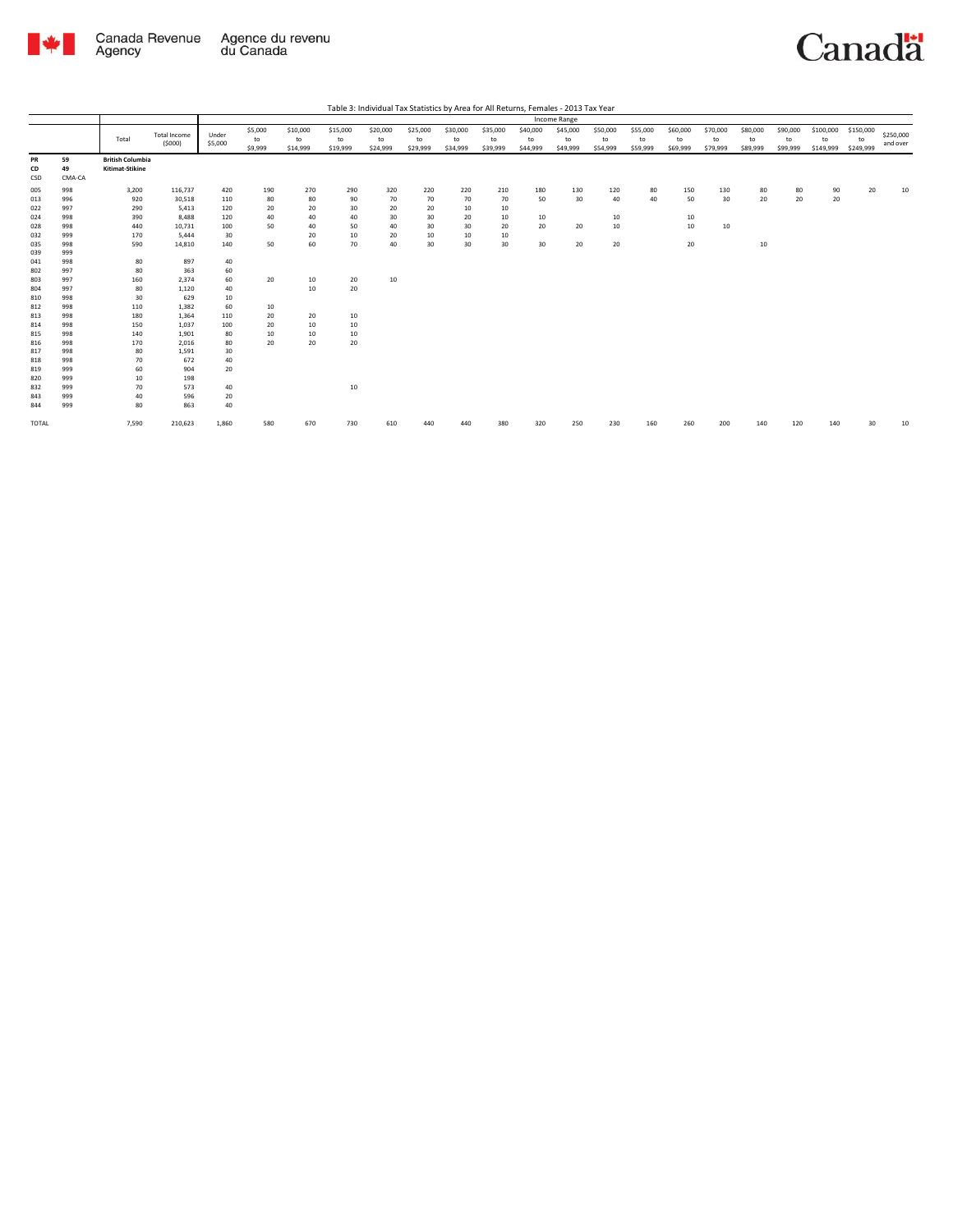Table 3: Individual Tax Statistics by Area for All Returns, Females - 2013 Tax Year

| | | Total | Total Income ($000) | Income Range | | | | | | | | | | | | | | | | | | |
|---|---|---|---|---|---|---|---|---|---|---|---|---|---|---|---|---|---|---|---|---|---|---|
| | | | | Under $5,000 | $5,000 to $9,999 | $10,000 to $14,999 | $15,000 to $19,999 | $20,000 to $24,999 | $25,000 to $29,999 | $30,000 to $34,999 | $35,000 to $39,999 | $40,000 to $44,999 | $45,000 to $49,999 | $50,000 to $54,999 | $55,000 to $59,999 | $60,000 to $69,999 | $70,000 to $79,999 | $80,000 to $89,999 | $90,000 to $99,999 | $100,000 to $149,999 | $150,000 to $249,999 | $250,000 and over |
| **PR** | **59** | **British Columbia** | | | | | | | | | | | | | | | | | | | | |
| **CD** | **49** | **Kitimat-Stikine** | | | | | | | | | | | | | | | | | | | | |
| CSD | CMA-CA | | | | | | | | | | | | | | | | | | | | | |
| 005 | 998 | 3,200 | 116,737 | 420 | 190 | 270 | 290 | 320 | 220 | 220 | 210 | 180 | 130 | 120 | 80 | 150 | 130 | 80 | 80 | 90 | 20 | 10 |
| 013 | 996 | 920 | 30,518 | 110 | 80 | 80 | 90 | 70 | 70 | 70 | 70 | 50 | 30 | 40 | 40 | 50 | 30 | 20 | 20 | 20 | | |
| 022 | 997 | 290 | 5,413 | 120 | 20 | 20 | 30 | 20 | 20 | 10 | 10 | | | | | | | | | | | |
| 024 | 998 | 390 | 8,488 | 120 | 40 | 40 | 40 | 30 | 30 | 20 | 10 | 10 | | 10 | | 10 | | | | | | |
| 028 | 998 | 440 | 10,731 | 100 | 50 | 40 | 50 | 40 | 30 | 30 | 20 | 20 | 20 | 10 | | 10 | 10 | | | | | |
| 032 | 999 | 170 | 5,444 | 30 | | 20 | 10 | 20 | 10 | 10 | 10 | | | | | | | | | | | |
| 035 | 998 | 590 | 14,810 | 140 | 50 | 60 | 70 | 40 | 30 | 30 | 30 | 30 | 20 | 20 | | 20 | | 10 | | | | |
| 039 | 999 | | | | | | | | | | | | | | | | | | | | | |
| 041 | 998 | 80 | 897 | 40 | | | | | | | | | | | | | | | | | | |
| 802 | 997 | 80 | 363 | 60 | | | | | | | | | | | | | | | | | | |
| 803 | 997 | 160 | 2,374 | 60 | 20 | 10 | 20 | 10 | | | | | | | | | | | | | | |
| 804 | 997 | 80 | 1,120 | 40 | | 10 | 20 | | | | | | | | | | | | | | | |
| 810 | 998 | 30 | 629 | 10 | | | | | | | | | | | | | | | | | | |
| 812 | 998 | 110 | 1,382 | 60 | 10 | | | | | | | | | | | | | | | | | |
| 813 | 998 | 180 | 1,364 | 110 | 20 | 20 | 10 | | | | | | | | | | | | | | | |
| 814 | 998 | 150 | 1,037 | 100 | 20 | 10 | 10 | | | | | | | | | | | | | | | |
| 815 | 998 | 140 | 1,901 | 80 | 10 | 10 | 10 | | | | | | | | | | | | | | | |
| 816 | 998 | 170 | 2,016 | 80 | 20 | 20 | 20 | | | | | | | | | | | | | | | |
| 817 | 998 | 80 | 1,591 | 30 | | | | | | | | | | | | | | | | | | |
| 818 | 998 | 70 | 672 | 40 | | | | | | | | | | | | | | | | | | |
| 819 | 999 | 60 | 904 | 20 | | | | | | | | | | | | | | | | | | |
| 820 | 999 | 10 | 198 | | | | | | | | | | | | | | | | | | | |
| 832 | 999 | 70 | 573 | 40 | | | 10 | | | | | | | | | | | | | | | |
| 843 | 999 | 40 | 596 | 20 | | | | | | | | | | | | | | | | | | |
| 844 | 999 | 80 | 863 | 40 | | | | | | | | | | | | | | | | | | |
| TOTAL | | 7,590 | 210,623 | 1,860 | 580 | 670 | 730 | 610 | 440 | 440 | 380 | 320 | 250 | 230 | 160 | 260 | 200 | 140 | 120 | 140 | 30 | 10 |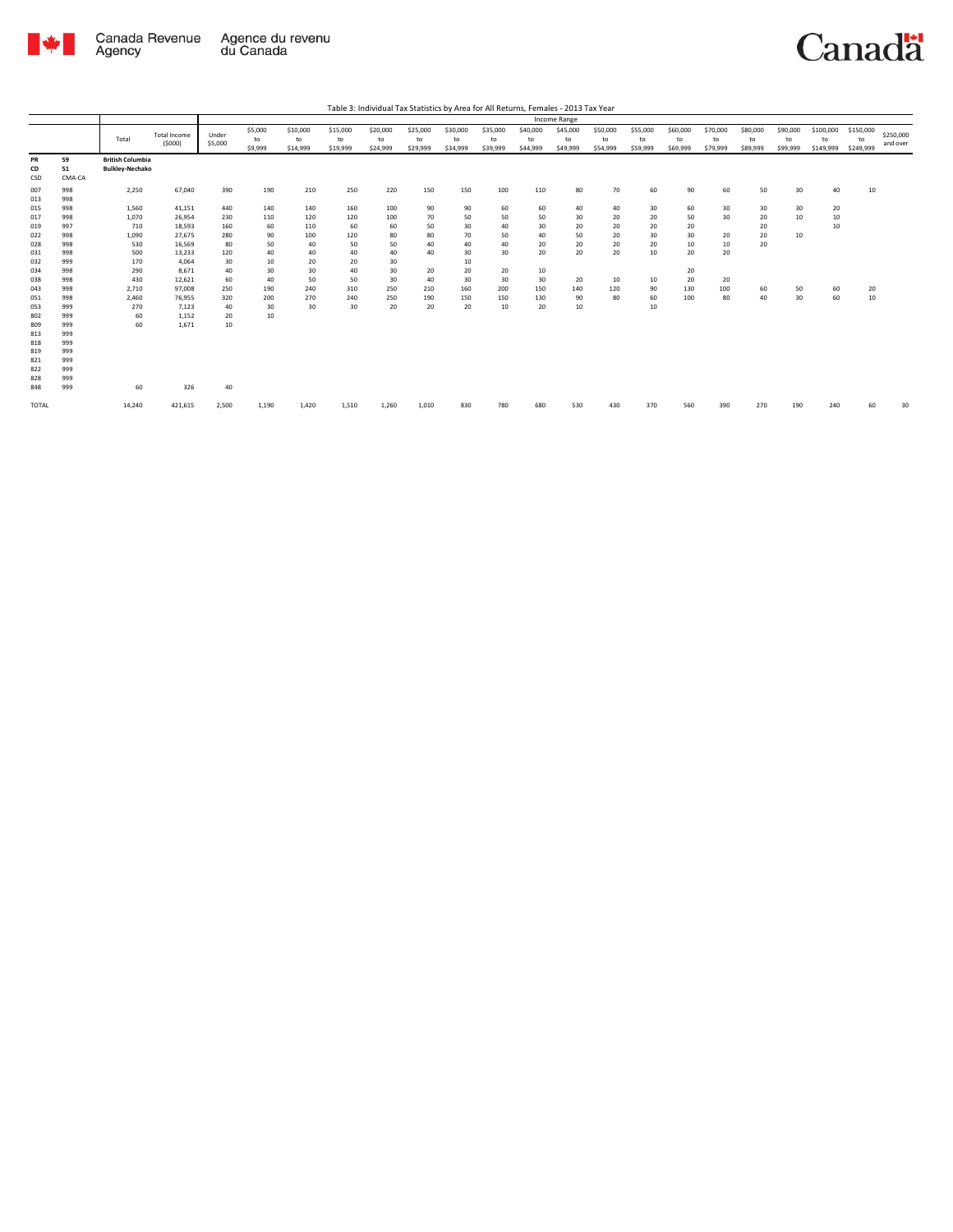Table 3: Individual Tax Statistics by Area for All Returns, Females - 2013 Tax Year

| | | | | Income Range | | | | | | | | | | | | | | | | | | |
|---|---|---|---|---|---|---|---|---|---|---|---|---|---|---|---|---|---|---|---|---|---|---|
| | | Total | Total Income (\$000) | Under \$5,000 | \$5,000 to \$9,999 | \$10,000 to \$14,999 | \$15,000 to \$19,999 | \$20,000 to \$24,999 | \$25,000 to \$29,999 | \$30,000 to \$34,999 | \$35,000 to \$39,999 | \$40,000 to \$44,999 | \$45,000 to \$49,999 | \$50,000 to \$54,999 | \$55,000 to \$59,999 | \$60,000 to \$69,999 | \$70,000 to \$79,999 | \$80,000 to \$89,999 | \$90,000 to \$99,999 | \$100,000 to \$149,999 | \$150,000 to \$249,999 | \$250,000 and over |
| **PR** | **59** | **British Columbia** | | | | | | | | | | | | | | | | | | | | |
| **CD** | **51** | **Bulkley-Nechako** | | | | | | | | | | | | | | | | | | | | |
| **CSD** | **CMA-CA** | | | | | | | | | | | | | | | | | | | | | |
| 007 | 998 | 2,250 | 67,040 | 390 | 190 | 210 | 250 | 220 | 150 | 150 | 100 | 110 | 80 | 70 | 60 | 90 | 60 | 50 | 30 | 40 | 10 | |
| 013 | 998 | | | | | | | | | | | | | | | | | | | | | |
| 015 | 998 | 1,560 | 41,151 | 440 | 140 | 140 | 160 | 100 | 90 | 90 | 60 | 60 | 40 | 40 | 30 | 60 | 30 | 30 | 30 | 20 | | |
| 017 | 998 | 1,070 | 26,954 | 230 | 110 | 120 | 120 | 100 | 70 | 50 | 50 | 50 | 30 | 20 | 20 | 50 | 30 | 20 | 10 | 10 | | |
| 019 | 997 | 710 | 18,593 | 160 | 60 | 110 | 60 | 60 | 50 | 30 | 40 | 30 | 20 | 20 | 20 | 20 | | 20 | | 10 | | |
| 022 | 998 | 1,090 | 27,675 | 280 | 90 | 100 | 120 | 80 | 80 | 70 | 50 | 40 | 50 | 20 | 30 | 30 | 20 | 20 | 10 | | | |
| 028 | 998 | 530 | 16,569 | 80 | 50 | 40 | 50 | 50 | 40 | 40 | 40 | 20 | 20 | 20 | 20 | 10 | 10 | 20 | | | | |
| 031 | 998 | 500 | 13,233 | 120 | 40 | 40 | 40 | 40 | 40 | 30 | 30 | 20 | 20 | 20 | 10 | 20 | 20 | | | | | |
| 032 | 999 | 170 | 4,064 | 30 | 10 | 20 | 20 | 30 | | 10 | | | | | | | | | | | | |
| 034 | 998 | 290 | 8,671 | 40 | 30 | 30 | 40 | 30 | 20 | 20 | 20 | 10 | | | | 20 | | | | | | |
| 038 | 998 | 430 | 12,621 | 60 | 40 | 50 | 50 | 30 | 40 | 30 | 30 | 30 | 20 | 10 | 10 | 20 | 20 | | | | | |
| 043 | 998 | 2,710 | 97,008 | 250 | 190 | 240 | 310 | 250 | 210 | 160 | 200 | 150 | 140 | 120 | 90 | 130 | 100 | 60 | 50 | 60 | 20 | |
| 051 | 998 | 2,460 | 76,955 | 320 | 200 | 270 | 240 | 250 | 190 | 150 | 150 | 130 | 90 | 80 | 60 | 100 | 80 | 40 | 30 | 60 | 10 | |
| 053 | 999 | 270 | 7,123 | 40 | 30 | 30 | 30 | 20 | 20 | 20 | 10 | 20 | 10 | | 10 | | | | | | | |
| 802 | 999 | 60 | 1,152 | 20 | 10 | | | | | | | | | | | | | | | | | |
| 809 | 999 | 60 | 1,671 | 10 | | | | | | | | | | | | | | | | | | |
| 813 | 999 | | | | | | | | | | | | | | | | | | | | | |
| 818 | 999 | | | | | | | | | | | | | | | | | | | | | |
| 819 | 999 | | | | | | | | | | | | | | | | | | | | | |
| 821 | 999 | | | | | | | | | | | | | | | | | | | | | |
| 822 | 999 | | | | | | | | | | | | | | | | | | | | | |
| 828 | 999 | | | | | | | | | | | | | | | | | | | | | |
| 848 | 999 | 60 | 326 | 40 | | | | | | | | | | | | | | | | | | |
| TOTAL | | 14,240 | 421,615 | 2,500 | 1,190 | 1,420 | 1,510 | 1,260 | 1,010 | 830 | 780 | 680 | 530 | 430 | 370 | 560 | 390 | 270 | 190 | 240 | 60 | 30 |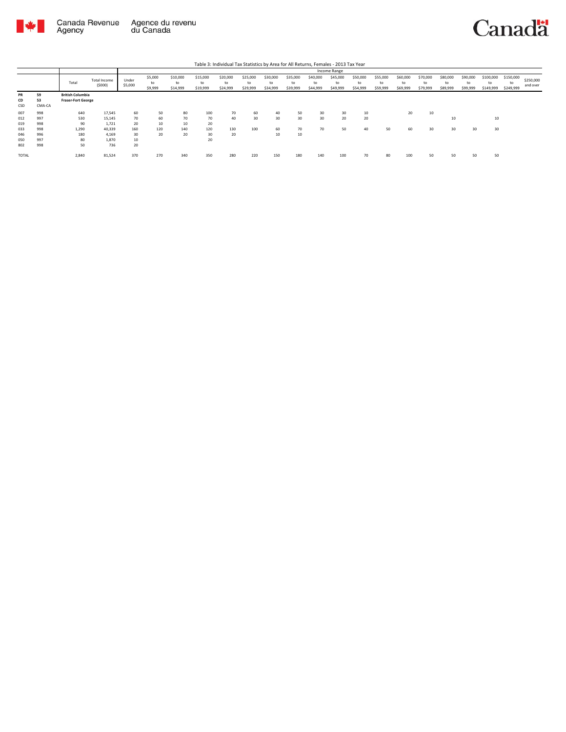Table 3: Individual Tax Statistics by Area for All Returns, Females - 2013 Tax Year

| | | Total | Total Income ($000) | Income Range | | | | | | | | | | | | | | | | | | |
|---|---|---|---|---|---|---|---|---|---|---|---|---|---|---|---|---|---|---|---|---|---|---|
| | | | | Under $5,000 | $5,000 to $9,999 | $10,000 to $14,999 | $15,000 to $19,999 | $20,000 to $24,999 | $25,000 to $29,999 | $30,000 to $34,999 | $35,000 to $39,999 | $40,000 to $44,999 | $45,000 to $49,999 | $50,000 to $54,999 | $55,000 to $59,999 | $60,000 to $69,999 | $70,000 to $79,999 | $80,000 to $89,999 | $90,000 to $99,999 | $100,000 to $149,999 | $150,000 to $249,999 | $250,000 and over |
| **PR** | **59** | **British Columbia** | | | | | | | | | | | | | | | | | | | | |
| **CD** | **53** | **Fraser-Fort George** | | | | | | | | | | | | | | | | | | | | |
| CSD | CMA-CA | | | | | | | | | | | | | | | | | | | | | |
| 007 | 998 | 640 | 17,545 | 60 | 50 | 80 | 100 | 70 | 60 | 40 | 50 | 30 | 30 | 10 | | 20 | 10 | | | | | |
| 012 | 997 | 530 | 15,145 | 70 | 60 | 70 | 70 | 40 | 30 | 30 | 30 | 30 | 20 | 20 | | | | 10 | | 10 | | |
| 019 | 998 | 90 | 1,721 | 20 | 10 | 10 | 20 | | | | | | | | | | | | | | | |
| 033 | 998 | 1,290 | 40,339 | 160 | 120 | 140 | 120 | 130 | 100 | 60 | 70 | 70 | 50 | 40 | 50 | 60 | 30 | 30 | 30 | 30 | | |
| 046 | 996 | 180 | 4,169 | 30 | 20 | 20 | 30 | 20 | | 10 | 10 | | | | | | | | | | | |
| 050 | 997 | 80 | 1,870 | 10 | | | 20 | | | | | | | | | | | | | | | |
| 802 | 998 | 50 | 736 | 20 | | | | | | | | | | | | | | | | | | |
| TOTAL | | 2,840 | 81,524 | 370 | 270 | 340 | 350 | 280 | 220 | 150 | 180 | 140 | 100 | 70 | 80 | 100 | 50 | 50 | 50 | 50 | | |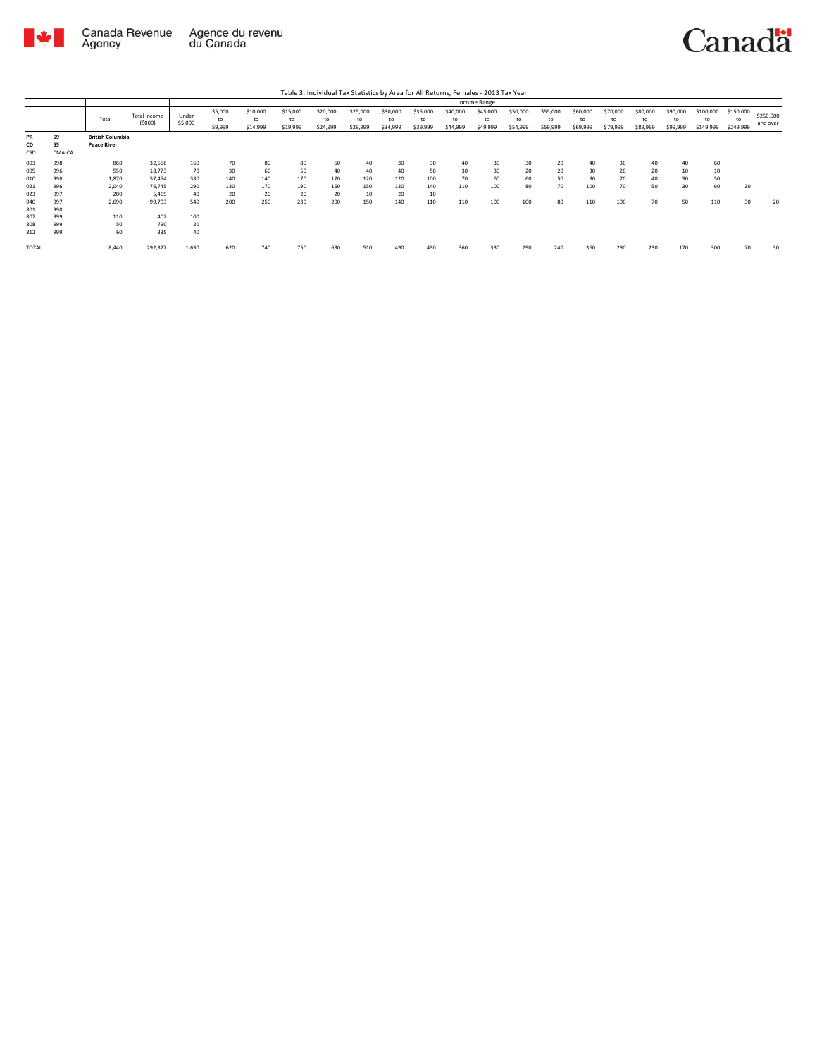Table 3: Individual Tax Statistics by Area for All Returns, Females - 2013 Tax Year

| | | Total | Total Income ($000) | Income Range | | | | | | | | | | | | | | | | | | |
|---|---|---|---|---|---|---|---|---|---|---|---|---|---|---|---|---|---|---|---|---|---|---|
| | | | | Under $5,000 | $5,000 to $9,999 | $10,000 to $14,999 | $15,000 to $19,999 | $20,000 to $24,999 | $25,000 to $29,999 | $30,000 to $34,999 | $35,000 to $39,999 | $40,000 to $44,999 | $45,000 to $49,999 | $50,000 to $54,999 | $55,000 to $59,999 | $60,000 to $69,999 | $70,000 to $79,999 | $80,000 to $89,999 | $90,000 to $99,999 | $100,000 to $149,999 | $150,000 to $249,999 | $250,000 and over |
| **PR** | **59** | **British Columbia** | | | | | | | | | | | | | | | | | | | | |
| **CD** | **55** | **Peace River** | | | | | | | | | | | | | | | | | | | | |
| CSD | CMA-CA | | | | | | | | | | | | | | | | | | | | | |
| 003 | 998 | 860 | 32,656 | 160 | 70 | 80 | 80 | 50 | 40 | 30 | 30 | 40 | 30 | 30 | 20 | 40 | 30 | 40 | 40 | 60 | | |
| 005 | 996 | 550 | 18,773 | 70 | 30 | 60 | 50 | 40 | 40 | 40 | 50 | 30 | 30 | 20 | 20 | 30 | 20 | 20 | 10 | 10 | | |
| 010 | 998 | 1,870 | 57,454 | 380 | 140 | 140 | 170 | 170 | 120 | 120 | 100 | 70 | 60 | 60 | 50 | 80 | 70 | 40 | 30 | 50 | | |
| 021 | 996 | 2,040 | 76,745 | 290 | 130 | 170 | 190 | 150 | 150 | 130 | 140 | 110 | 100 | 80 | 70 | 100 | 70 | 50 | 30 | 60 | 30 | |
| 023 | 997 | 200 | 5,469 | 40 | 20 | 20 | 20 | 20 | 10 | 20 | 10 | | | | | | | | | | | |
| 040 | 997 | 2,690 | 99,703 | 540 | 200 | 250 | 230 | 200 | 150 | 140 | 110 | 110 | 100 | 100 | 80 | 110 | 100 | 70 | 50 | 110 | 30 | 20 |
| 801 | 998 | | | | | | | | | | | | | | | | | | | | | |
| 807 | 999 | 110 | 402 | 100 | | | | | | | | | | | | | | | | | | |
| 808 | 999 | 50 | 790 | 20 | | | | | | | | | | | | | | | | | | |
| 812 | 999 | 60 | 335 | 40 | | | | | | | | | | | | | | | | | | |
| TOTAL | | 8,440 | 292,327 | 1,630 | 620 | 740 | 750 | 630 | 510 | 490 | 430 | 360 | 330 | 290 | 240 | 360 | 290 | 230 | 170 | 300 | 70 | 30 |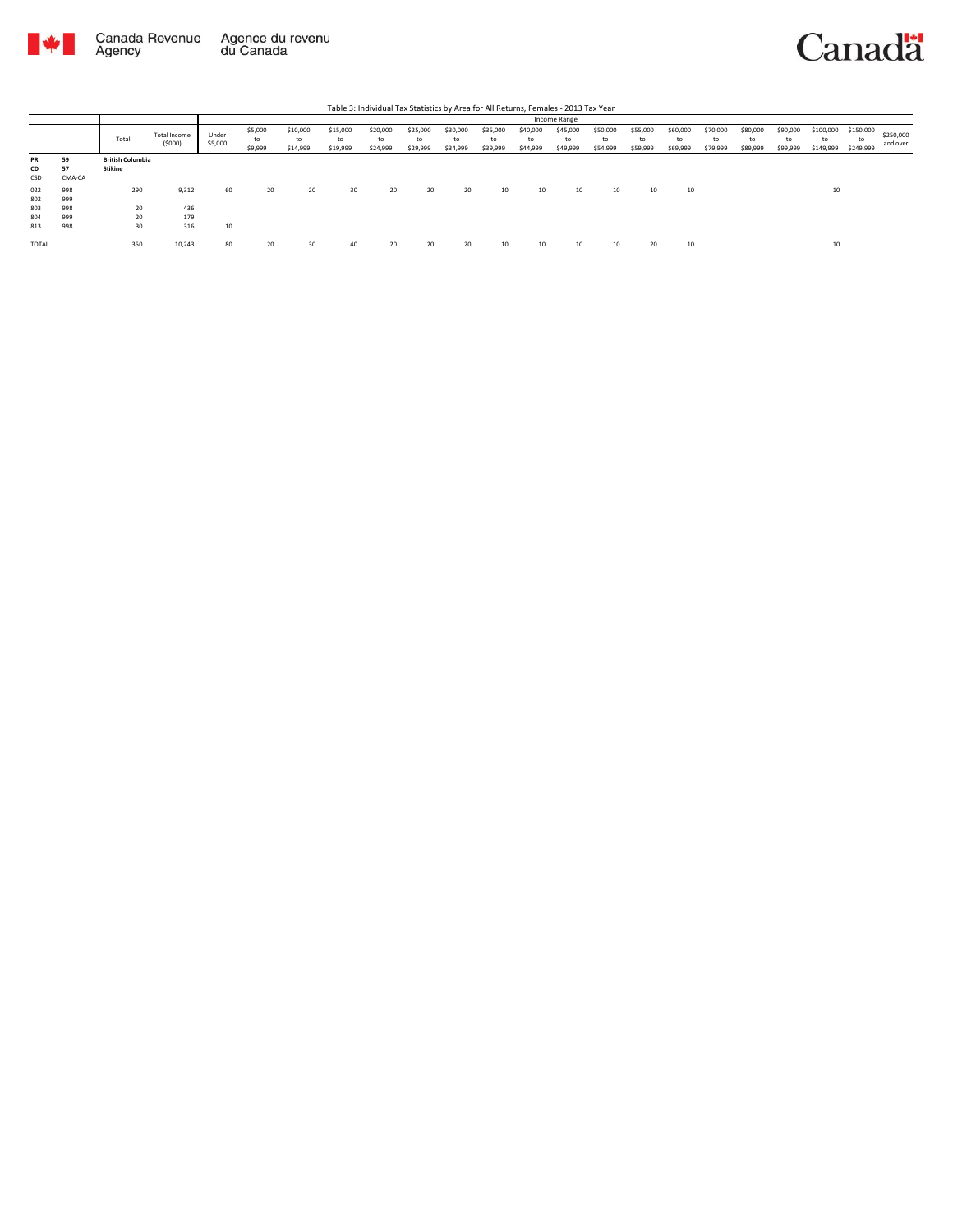Table 3: Individual Tax Statistics by Area for All Returns, Females - 2013 Tax Year

| | | Total | Total Income ($000) | Income Range | | | | | | | | | | | | | | | | | | |
|---|---|---|---|---|---|---|---|---|---|---|---|---|---|---|---|---|---|---|---|---|---|---|
| | | | | Under $5,000 | $5,000 to $9,999 | $10,000 to $14,999 | $15,000 to $19,999 | $20,000 to $24,999 | $25,000 to $29,999 | $30,000 to $34,999 | $35,000 to $39,999 | $40,000 to $44,999 | $45,000 to $49,999 | $50,000 to $54,999 | $55,000 to $59,999 | $60,000 to $69,999 | $70,000 to $79,999 | $80,000 to $89,999 | $90,000 to $99,999 | $100,000 to $149,999 | $150,000 to $249,999 | $250,000 and over |
| **PR** | **59** | **British Columbia** | | | | | | | | | | | | | | | | | | | | |
| **CD** | **57** | **Stikine** | | | | | | | | | | | | | | | | | | | | |
| CSD | CMA-CA | | | | | | | | | | | | | | | | | | | | | |
| 022 | 998 | 290 | 9,312 | 60 | 20 | 20 | 30 | 20 | 20 | 20 | 10 | 10 | 10 | 10 | 10 | 10 | | | | 10 | | |
| 802 | 999 | | | | | | | | | | | | | | | | | | | | | |
| 803 | 998 | 20 | 436 | | | | | | | | | | | | | | | | | | | |
| 804 | 999 | 20 | 179 | | | | | | | | | | | | | | | | | | | |
| 813 | 998 | 30 | 316 | 10 | | | | | | | | | | | | | | | | | | |
| TOTAL | | 350 | 10,243 | 80 | 20 | 30 | 40 | 20 | 20 | 20 | 10 | 10 | 10 | 10 | 20 | 10 | | | | 10 | | |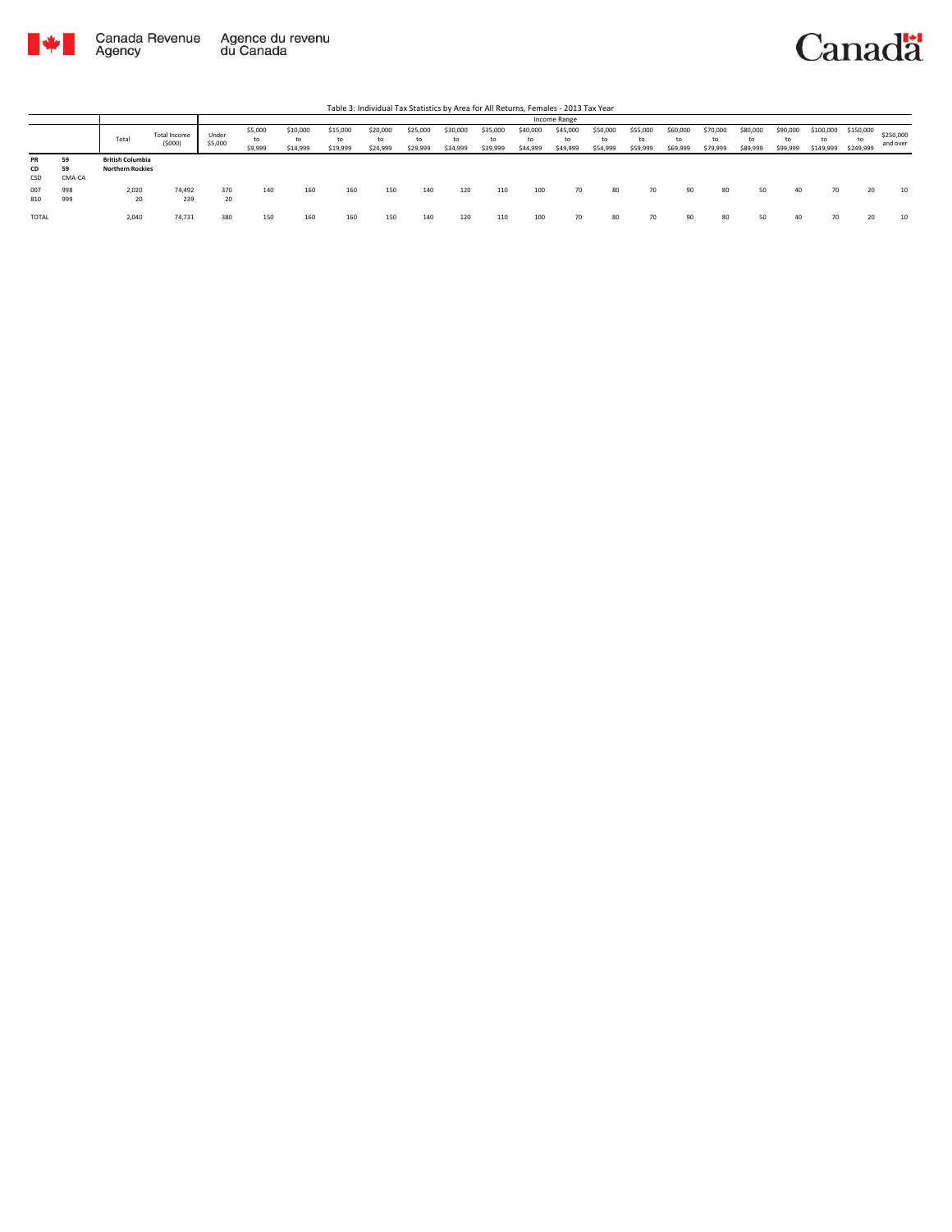Table 3: Individual Tax Statistics by Area for All Returns, Females - 2013 Tax Year

| | | Total | Total Income ($000) | Income Range | | | | | | | | | | | | | | | | | | | | |
|---|---|---|---|---|---|---|---|---|---|---|---|---|---|---|---|---|---|---|---|---|---|---|---|---|
| | | | | Under $5,000 | $5,000 to $9,999 | $10,000 to $14,999 | $15,000 to $19,999 | $20,000 to $24,999 | $25,000 to $29,999 | $30,000 to $34,999 | $35,000 to $39,999 | $40,000 to $44,999 | $45,000 to $49,999 | $50,000 to $54,999 | $55,000 to $59,999 | $60,000 to $69,999 | $70,000 to $79,999 | $80,000 to $89,999 | $90,000 to $99,999 | $100,000 to $149,999 | $150,000 to $249,999 | $250,000 and over |
| **PR** | **59** | **British Columbia** | | | | | | | | | | | | | | | | | | | | |
| **CD** | **59** | **Northern Rockies** | | | | | | | | | | | | | | | | | | | | |
| CSD | CMA-CA | | | | | | | | | | | | | | | | | | | | | |
| 007 | 998 | 2,020 | 74,492 | 370 | 140 | 160 | 160 | 150 | 140 | 120 | 110 | 100 | 70 | 80 | 70 | 90 | 80 | 50 | 40 | 70 | 20 | 10 |
| 810 | 999 | 20 | 239 | 20 | | | | | | | | | | | | | | | | | | |
| TOTAL | | 2,040 | 74,731 | 380 | 150 | 160 | 160 | 150 | 140 | 120 | 110 | 100 | 70 | 80 | 70 | 90 | 80 | 50 | 40 | 70 | 20 | 10 |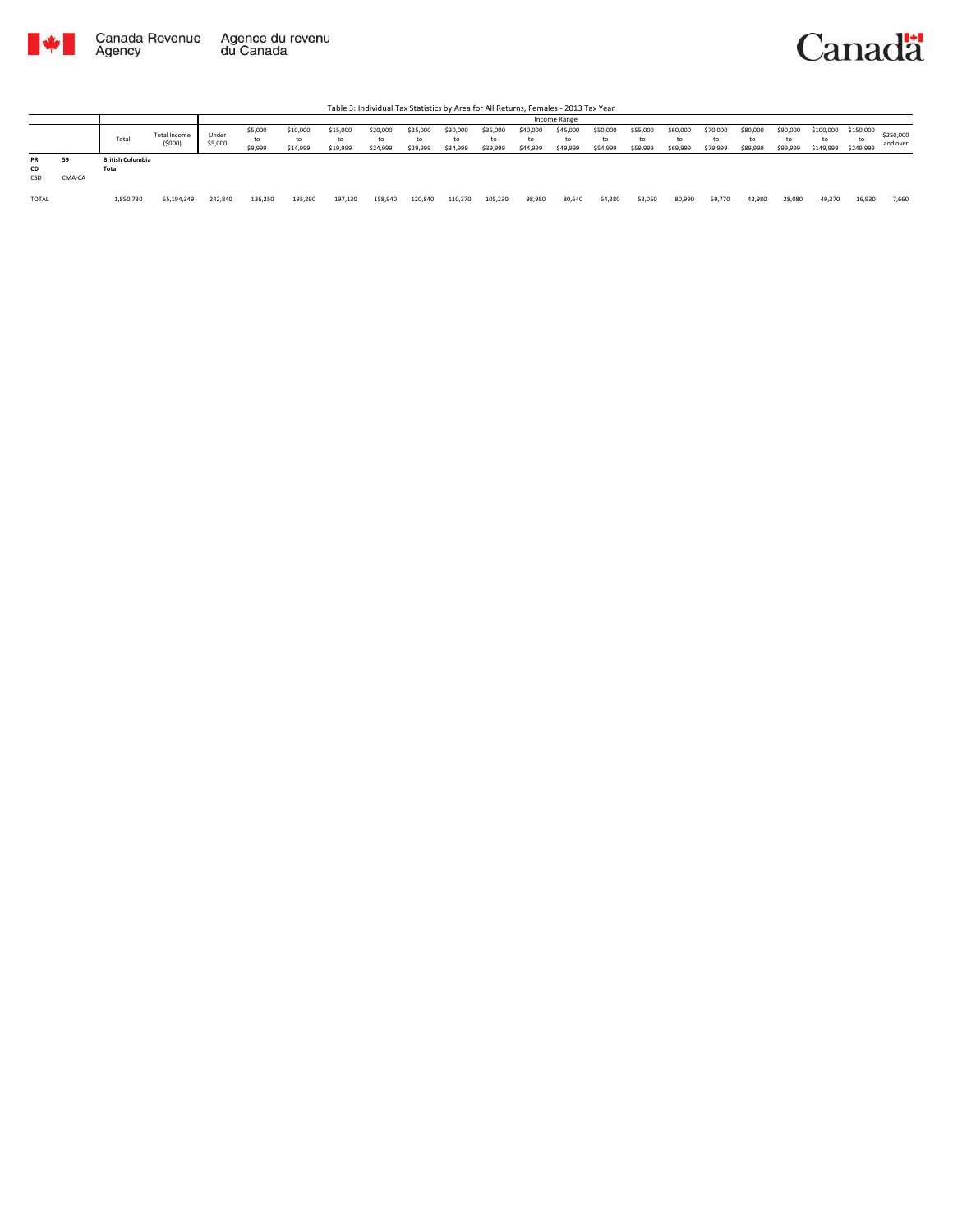Table 3: Individual Tax Statistics by Area for All Returns, Females - 2013 Tax Year

| | | | | Income Range | | | | | | | | | | | | | | | | | | | |
|---|---|---|---|---|---|---|---|---|---|---|---|---|---|---|---|---|---|---|---|---|---|---|---|
| | | Total | Total Income ($000) | Under $5,000 | $5,000 to $9,999 | $10,000 to $14,999 | $15,000 to $19,999 | $20,000 to $24,999 | $25,000 to $29,999 | $30,000 to $34,999 | $35,000 to $39,999 | $40,000 to $44,999 | $45,000 to $49,999 | $50,000 to $54,999 | $55,000 to $59,999 | $60,000 to $69,999 | $70,000 to $79,999 | $80,000 to $89,999 | $90,000 to $99,999 | $100,000 to $149,999 | $150,000 to $249,999 | $250,000 and over |
| **PR** | **59** | **British Columbia** | | | | | | | | | | | | | | | | | | | | |
| **CD** | | **Total** | | | | | | | | | | | | | | | | | | | | |
| CSD | CMA-CA | | | | | | | | | | | | | | | | | | | | | |
| TOTAL | | 1,850,730 | 65,194,349 | 242,840 | 136,250 | 195,290 | 197,130 | 158,940 | 120,840 | 110,370 | 105,230 | 98,980 | 80,640 | 64,380 | 53,050 | 80,990 | 59,770 | 43,980 | 28,080 | 49,370 | 16,930 | 7,660 |